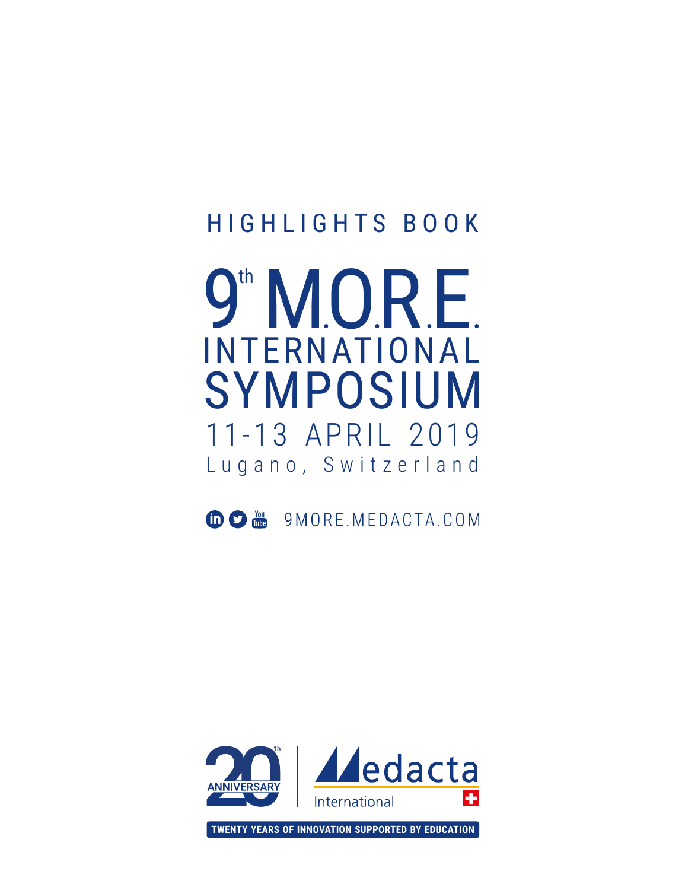HIGHLIGHTS BOOK

# 9th M.O.R.E. INTERNATIONAL SYMPOSIUM

11-13 APRIL 2019

Lugano, Switzerland

9MORE.MEDACTA.COM

20th ANNIVERSARY | Medacta International

TWENTY YEARS OF INNOVATION SUPPORTED BY EDUCATION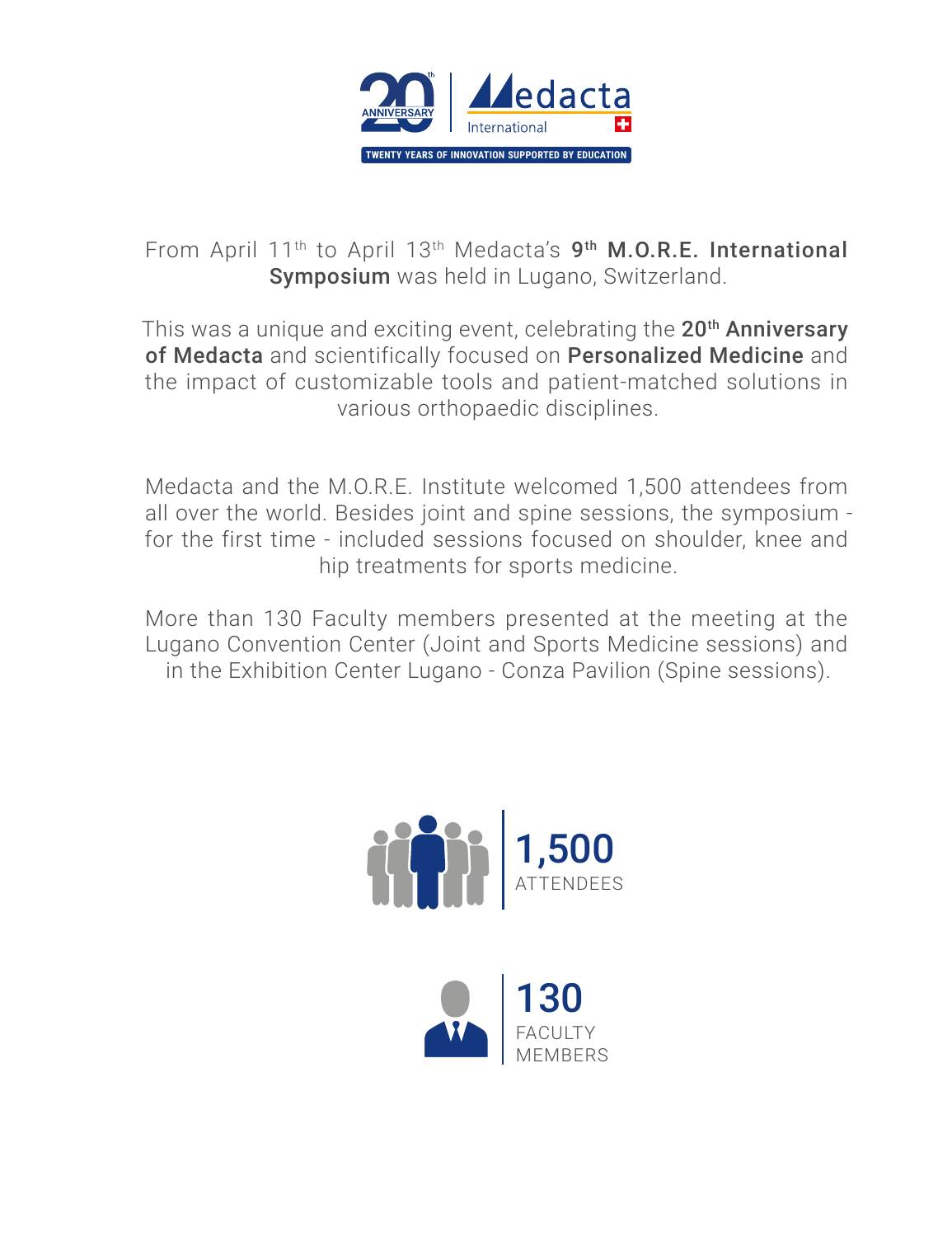20th ANNIVERSARY | Medacta International

TWENTY YEARS OF INNOVATION SUPPORTED BY EDUCATION

From April 11th to April 13th Medacta's **9th M.O.R.E. International Symposium** was held in Lugano, Switzerland.

This was a unique and exciting event, celebrating the **20th Anniversary of Medacta** and scientifically focused on **Personalized Medicine** and the impact of customizable tools and patient-matched solutions in various orthopaedic disciplines.

Medacta and the M.O.R.E. Institute welcomed 1,500 attendees from all over the world. Besides joint and spine sessions, the symposium - for the first time - included sessions focused on shoulder, knee and hip treatments for sports medicine.

More than 130 Faculty members presented at the meeting at the Lugano Convention Center (Joint and Sports Medicine sessions) and in the Exhibition Center Lugano - Conza Pavilion (Spine sessions).

**1,500**
ATTENDEES

**130**
FACULTY MEMBERS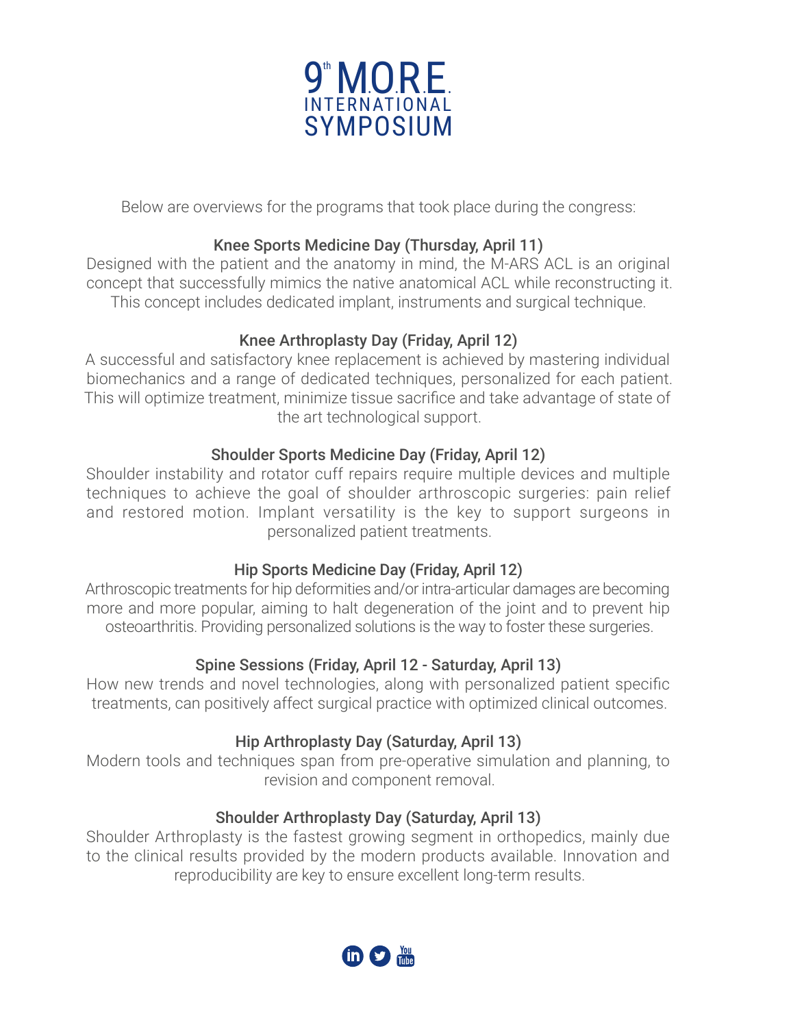# 9th M.O.R.E. INTERNATIONAL SYMPOSIUM

Below are overviews for the programs that took place during the congress:

### Knee Sports Medicine Day (Thursday, April 11)

Designed with the patient and the anatomy in mind, the M-ARS ACL is an original concept that successfully mimics the native anatomical ACL while reconstructing it. This concept includes dedicated implant, instruments and surgical technique.

### Knee Arthroplasty Day (Friday, April 12)

A successful and satisfactory knee replacement is achieved by mastering individual biomechanics and a range of dedicated techniques, personalized for each patient. This will optimize treatment, minimize tissue sacrifice and take advantage of state of the art technological support.

### Shoulder Sports Medicine Day (Friday, April 12)

Shoulder instability and rotator cuff repairs require multiple devices and multiple techniques to achieve the goal of shoulder arthroscopic surgeries: pain relief and restored motion. Implant versatility is the key to support surgeons in personalized patient treatments.

### Hip Sports Medicine Day (Friday, April 12)

Arthroscopic treatments for hip deformities and/or intra-articular damages are becoming more and more popular, aiming to halt degeneration of the joint and to prevent hip osteoarthritis. Providing personalized solutions is the way to foster these surgeries.

### Spine Sessions (Friday, April 12 - Saturday, April 13)

How new trends and novel technologies, along with personalized patient specific treatments, can positively affect surgical practice with optimized clinical outcomes.

### Hip Arthroplasty Day (Saturday, April 13)

Modern tools and techniques span from pre-operative simulation and planning, to revision and component removal.

### Shoulder Arthroplasty Day (Saturday, April 13)

Shoulder Arthroplasty is the fastest growing segment in orthopedics, mainly due to the clinical results provided by the modern products available. Innovation and reproducibility are key to ensure excellent long-term results.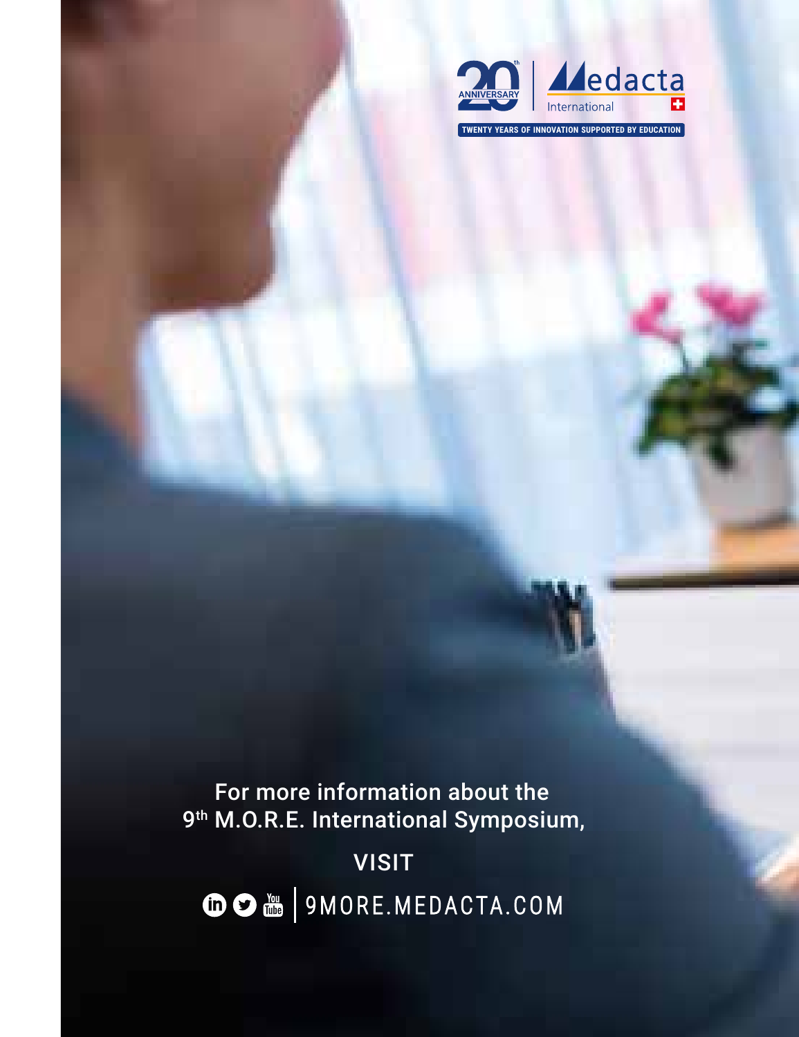20th ANNIVERSARY | Medacta International

TWENTY YEARS OF INNOVATION SUPPORTED BY EDUCATION

For more information about the
9th M.O.R.E. International Symposium,

VISIT

9MORE.MEDACTA.COM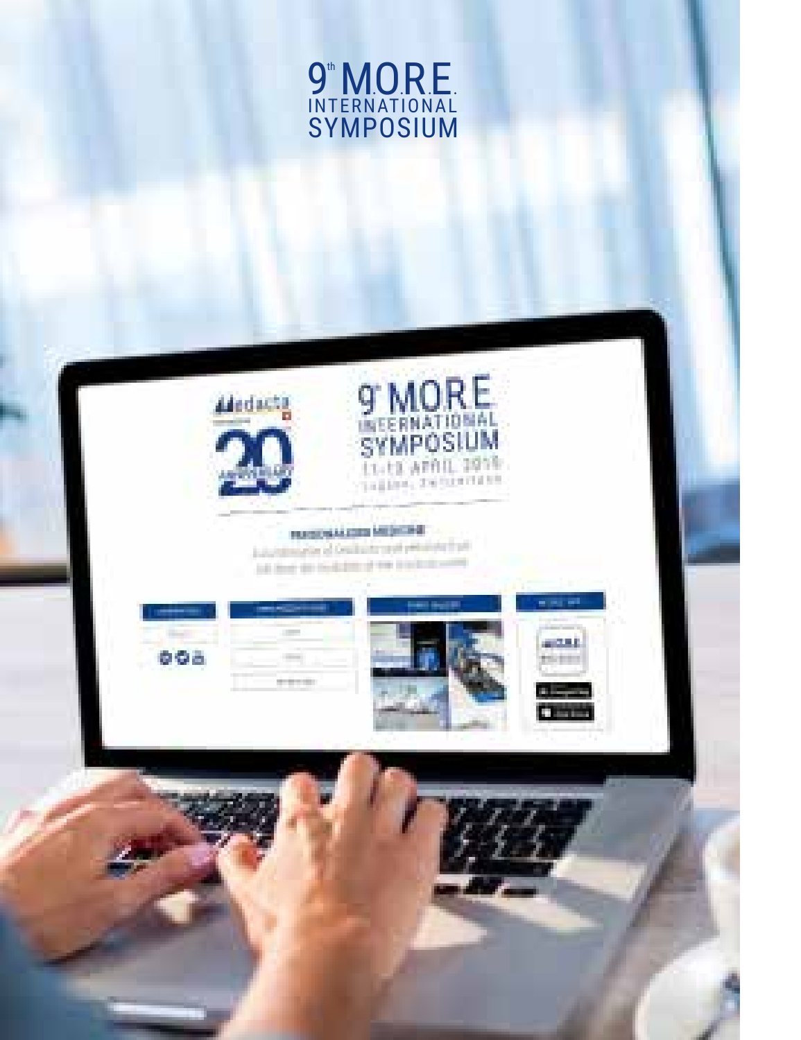# 9th M.O.R.E. INTERNATIONAL SYMPOSIUM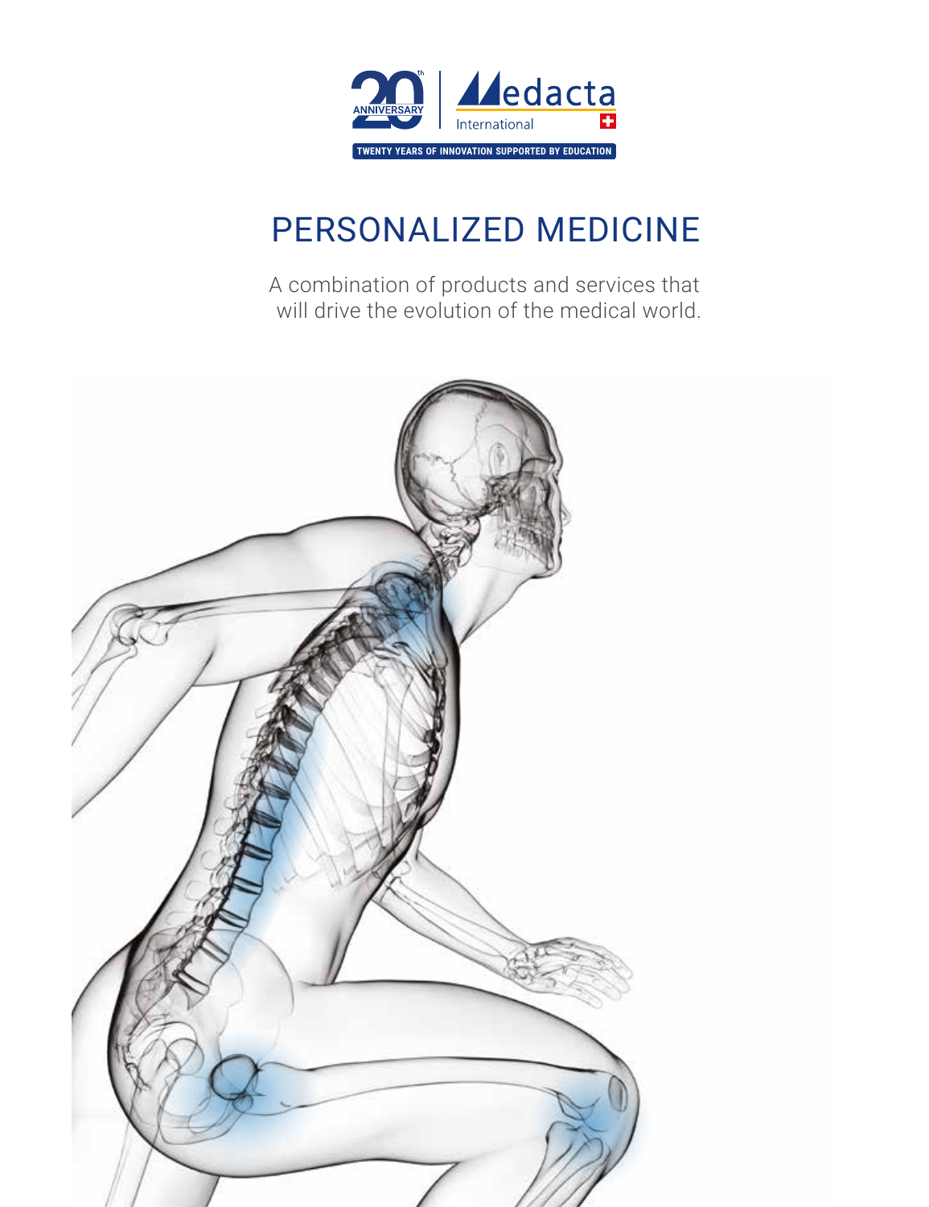20th ANNIVERSARY | Medacta International

TWENTY YEARS OF INNOVATION SUPPORTED BY EDUCATION

# PERSONALIZED MEDICINE

A combination of products and services that will drive the evolution of the medical world.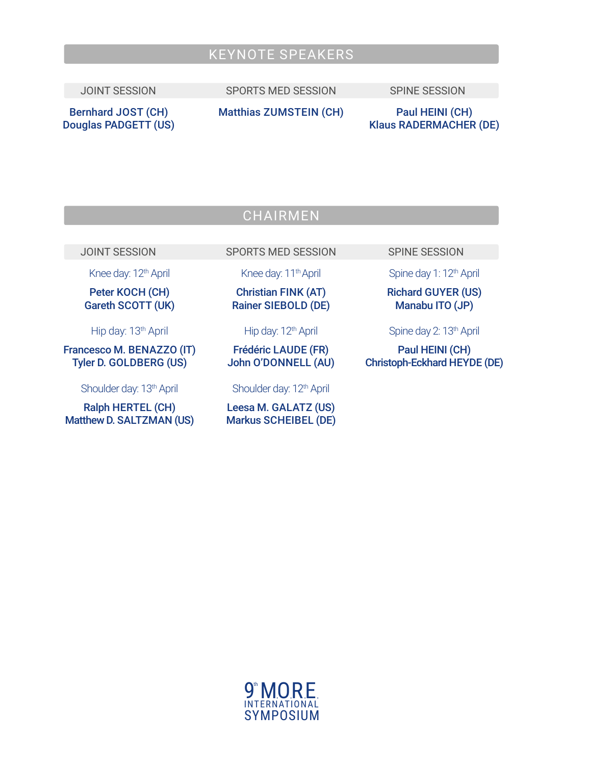## KEYNOTE SPEAKERS

| JOINT SESSION | SPORTS MED SESSION | SPINE SESSION |
| --- | --- | --- |
| **Bernhard JOST (CH)**<br>**Douglas PADGETT (US)** | **Matthias ZUMSTEIN (CH)** | **Paul HEINI (CH)**<br>**Klaus RADERMACHER (DE)** |

## CHAIRMEN

| JOINT SESSION | SPORTS MED SESSION | SPINE SESSION |
| --- | --- | --- |
| Knee day: 12th April | Knee day: 11th April | Spine day 1: 12th April |
| **Peter KOCH (CH)**<br>**Gareth SCOTT (UK)** | **Christian FINK (AT)**<br>**Rainer SIEBOLD (DE)** | **Richard GUYER (US)**<br>**Manabu ITO (JP)** |
| Hip day: 13th April | Hip day: 12th April | Spine day 2: 13th April |
| **Francesco M. BENAZZO (IT)**<br>**Tyler D. GOLDBERG (US)** | **Frédéric LAUDE (FR)**<br>**John O'DONNELL (AU)** | **Paul HEINI (CH)**<br>**Christoph-Eckhard HEYDE (DE)** |
| Shoulder day: 13th April | Shoulder day: 12th April | |
| **Ralph HERTEL (CH)**<br>**Matthew D. SALTZMAN (US)** | **Leesa M. GALATZ (US)**<br>**Markus SCHEIBEL (DE)** | |

9th M.O.R.E. INTERNATIONAL SYMPOSIUM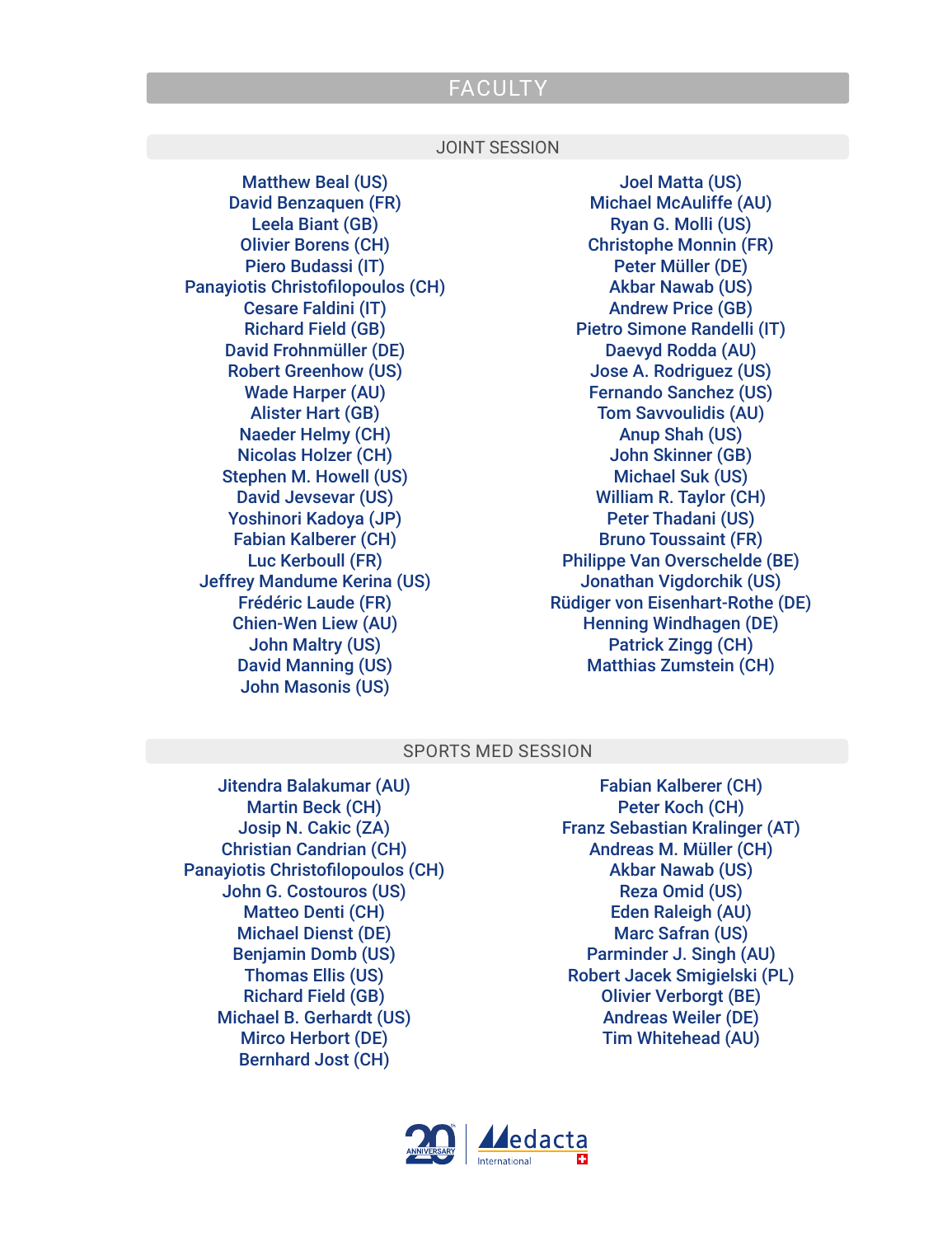# FACULTY

## JOINT SESSION

Matthew Beal (US)
David Benzaquen (FR)
Leela Biant (GB)
Olivier Borens (CH)
Piero Budassi (IT)
Panayiotis Christofilopoulos (CH)
Cesare Faldini (IT)
Richard Field (GB)
David Frohnmüller (DE)
Robert Greenhow (US)
Wade Harper (AU)
Alister Hart (GB)
Naeder Helmy (CH)
Nicolas Holzer (CH)
Stephen M. Howell (US)
David Jevsevar (US)
Yoshinori Kadoya (JP)
Fabian Kalberer (CH)
Luc Kerboull (FR)
Jeffrey Mandume Kerina (US)
Frédéric Laude (FR)
Chien-Wen Liew (AU)
John Maltry (US)
David Manning (US)
John Masonis (US)
Joel Matta (US)
Michael McAuliffe (AU)
Ryan G. Molli (US)
Christophe Monnin (FR)
Peter Müller (DE)
Akbar Nawab (US)
Andrew Price (GB)
Pietro Simone Randelli (IT)
Daevyd Rodda (AU)
Jose A. Rodriguez (US)
Fernando Sanchez (US)
Tom Savvoulidis (AU)
Anup Shah (US)
John Skinner (GB)
Michael Suk (US)
William R. Taylor (CH)
Peter Thadani (US)
Bruno Toussaint (FR)
Philippe Van Overschelde (BE)
Jonathan Vigdorchik (US)
Rüdiger von Eisenhart-Rothe (DE)
Henning Windhagen (DE)
Patrick Zingg (CH)
Matthias Zumstein (CH)

## SPORTS MED SESSION

Jitendra Balakumar (AU)
Martin Beck (CH)
Josip N. Cakic (ZA)
Christian Candrian (CH)
Panayiotis Christofilopoulos (CH)
John G. Costouros (US)
Matteo Denti (CH)
Michael Dienst (DE)
Benjamin Domb (US)
Thomas Ellis (US)
Richard Field (GB)
Michael B. Gerhardt (US)
Mirco Herbort (DE)
Bernhard Jost (CH)
Fabian Kalberer (CH)
Peter Koch (CH)
Franz Sebastian Kralinger (AT)
Andreas M. Müller (CH)
Akbar Nawab (US)
Reza Omid (US)
Eden Raleigh (AU)
Marc Safran (US)
Parminder J. Singh (AU)
Robert Jacek Smigielski (PL)
Olivier Verborgt (BE)
Andreas Weiler (DE)
Tim Whitehead (AU)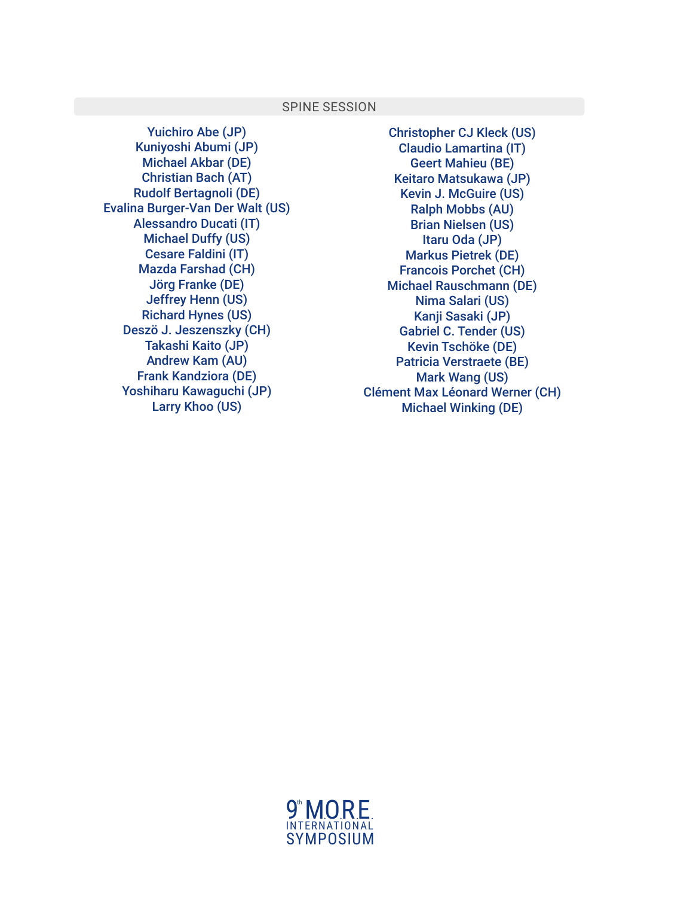## SPINE SESSION

Yuichiro Abe (JP)
Kuniyoshi Abumi (JP)
Michael Akbar (DE)
Christian Bach (AT)
Rudolf Bertagnoli (DE)
Evalina Burger-Van Der Walt (US)
Alessandro Ducati (IT)
Michael Duffy (US)
Cesare Faldini (IT)
Mazda Farshad (CH)
Jörg Franke (DE)
Jeffrey Henn (US)
Richard Hynes (US)
Deszö J. Jeszenszky (CH)
Takashi Kaito (JP)
Andrew Kam (AU)
Frank Kandziora (DE)
Yoshiharu Kawaguchi (JP)
Larry Khoo (US)
Christopher CJ Kleck (US)
Claudio Lamartina (IT)
Geert Mahieu (BE)
Keitaro Matsukawa (JP)
Kevin J. McGuire (US)
Ralph Mobbs (AU)
Brian Nielsen (US)
Itaru Oda (JP)
Markus Pietrek (DE)
Francois Porchet (CH)
Michael Rauschmann (DE)
Nima Salari (US)
Kanji Sasaki (JP)
Gabriel C. Tender (US)
Kevin Tschöke (DE)
Patricia Verstraete (BE)
Mark Wang (US)
Clément Max Léonard Werner (CH)
Michael Winking (DE)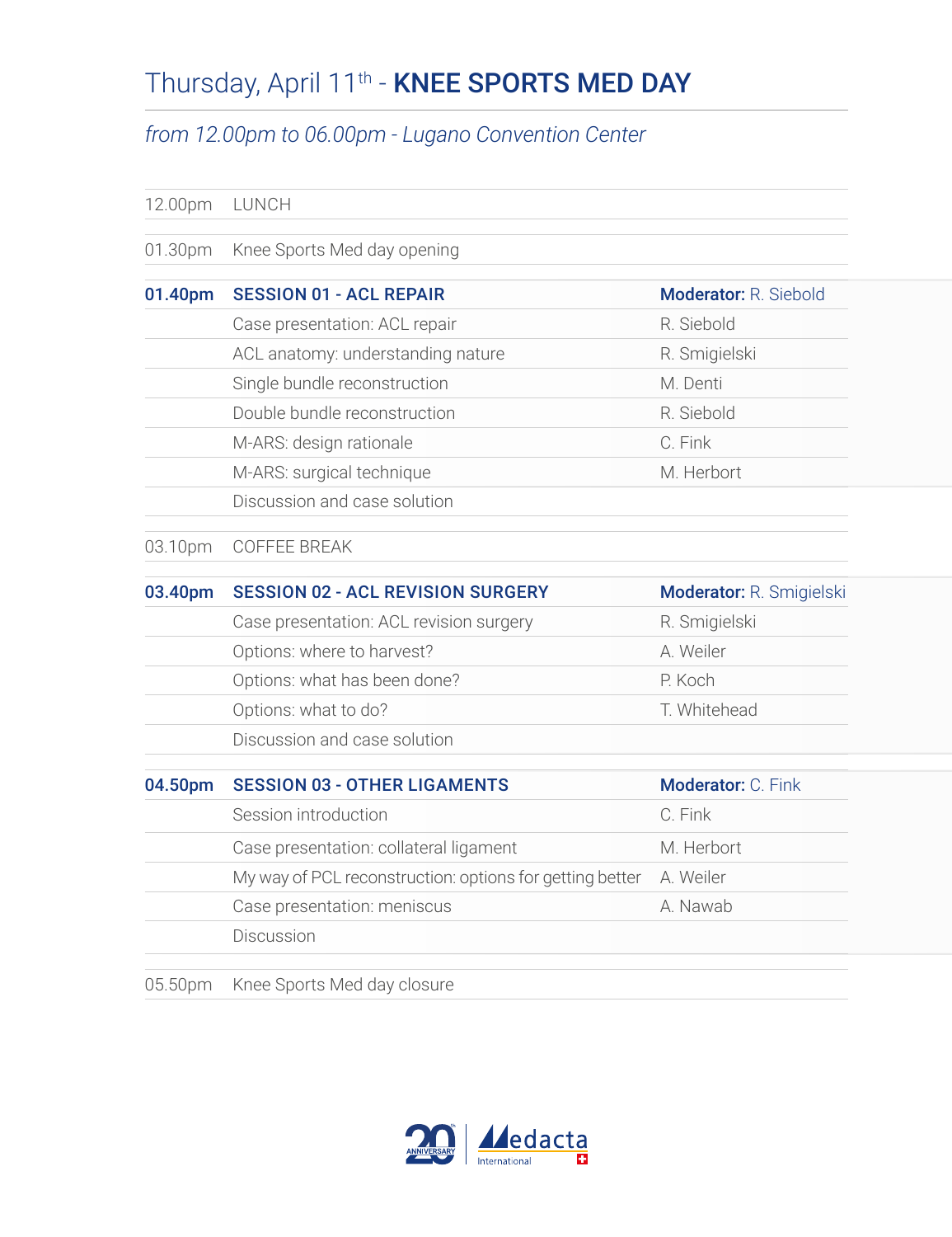# Thursday, April 11th - **KNEE SPORTS MED DAY**

*from 12.00pm to 06.00pm - Lugano Convention Center*

| | | |
|---|---|---|
| 12.00pm | LUNCH | |
| 01.30pm | Knee Sports Med day opening | |
| **01.40pm** | **SESSION 01 - ACL REPAIR** | **Moderator:** R. Siebold |
| | Case presentation: ACL repair | R. Siebold |
| | ACL anatomy: understanding nature | R. Smigielski |
| | Single bundle reconstruction | M. Denti |
| | Double bundle reconstruction | R. Siebold |
| | M-ARS: design rationale | C. Fink |
| | M-ARS: surgical technique | M. Herbort |
| | Discussion and case solution | |
| 03.10pm | COFFEE BREAK | |
| **03.40pm** | **SESSION 02 - ACL REVISION SURGERY** | **Moderator:** R. Smigielski |
| | Case presentation: ACL revision surgery | R. Smigielski |
| | Options: where to harvest? | A. Weiler |
| | Options: what has been done? | P. Koch |
| | Options: what to do? | T. Whitehead |
| | Discussion and case solution | |
| **04.50pm** | **SESSION 03 - OTHER LIGAMENTS** | **Moderator:** C. Fink |
| | Session introduction | C. Fink |
| | Case presentation: collateral ligament | M. Herbort |
| | My way of PCL reconstruction: options for getting better | A. Weiler |
| | Case presentation: meniscus | A. Nawab |
| | Discussion | |
| 05.50pm | Knee Sports Med day closure | |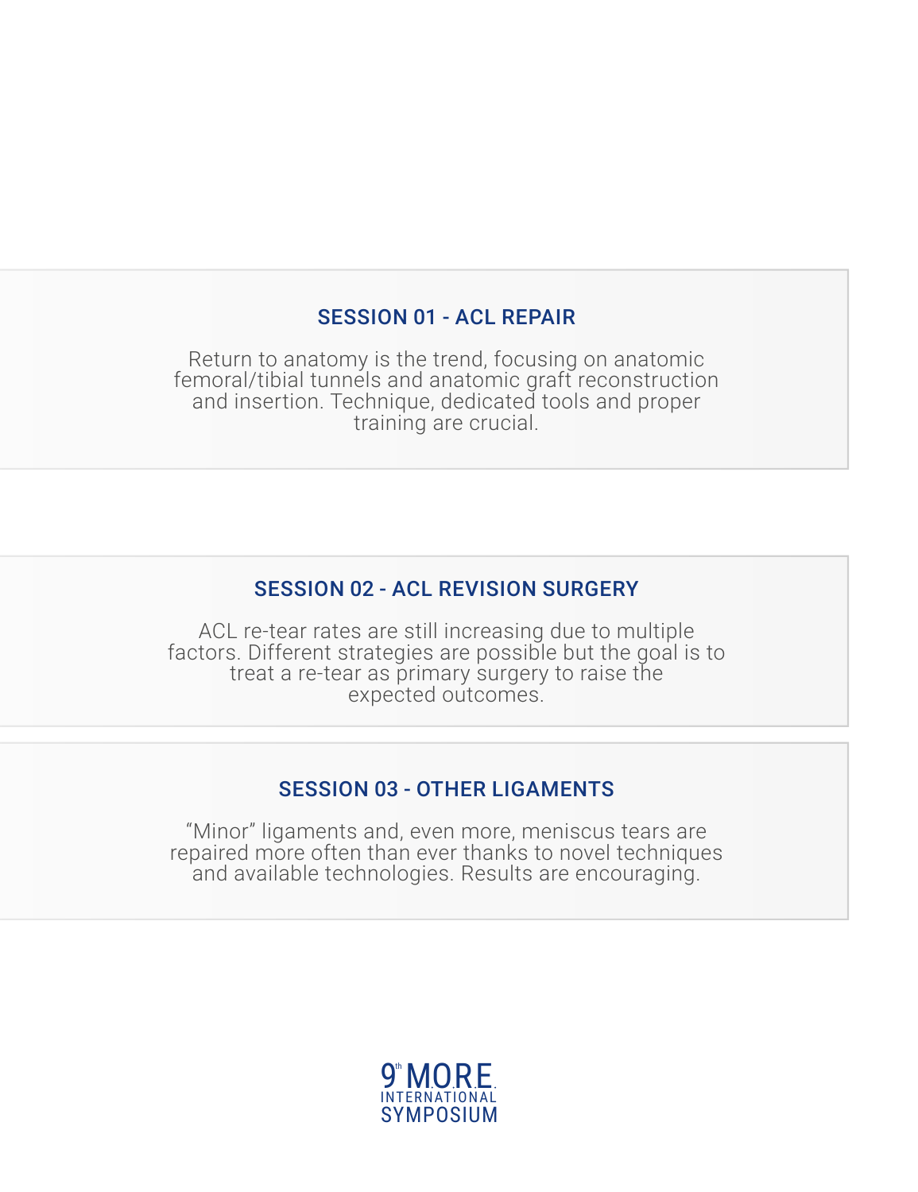## SESSION 01 - ACL REPAIR

Return to anatomy is the trend, focusing on anatomic femoral/tibial tunnels and anatomic graft reconstruction and insertion. Technique, dedicated tools and proper training are crucial.

## SESSION 02 - ACL REVISION SURGERY

ACL re-tear rates are still increasing due to multiple factors. Different strategies are possible but the goal is to treat a re-tear as primary surgery to raise the expected outcomes.

## SESSION 03 - OTHER LIGAMENTS

“Minor” ligaments and, even more, meniscus tears are repaired more often than ever thanks to novel techniques and available technologies. Results are encouraging.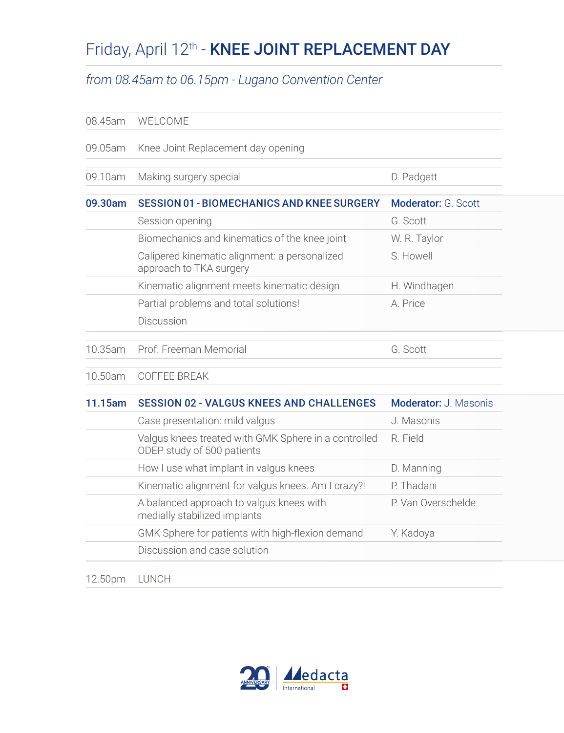# Friday, April 12th - **KNEE JOINT REPLACEMENT DAY**

*from 08.45am to 06.15pm - Lugano Convention Center*

| | | |
|---|---|---|
| 08.45am | WELCOME | |
| 09.05am | Knee Joint Replacement day opening | |
| 09.10am | Making surgery special | D. Padgett |
| **09.30am** | **SESSION 01 - BIOMECHANICS AND KNEE SURGERY** | **Moderator:** G. Scott |
| | Session opening | G. Scott |
| | Biomechanics and kinematics of the knee joint | W. R. Taylor |
| | Calipered kinematic alignment: a personalized approach to TKA surgery | S. Howell |
| | Kinematic alignment meets kinematic design | H. Windhagen |
| | Partial problems and total solutions! | A. Price |
| | Discussion | |
| 10.35am | Prof. Freeman Memorial | G. Scott |
| 10.50am | COFFEE BREAK | |
| **11.15am** | **SESSION 02 - VALGUS KNEES AND CHALLENGES** | **Moderator:** J. Masonis |
| | Case presentation: mild valgus | J. Masonis |
| | Valgus knees treated with GMK Sphere in a controlled ODEP study of 500 patients | R. Field |
| | How I use what implant in valgus knees | D. Manning |
| | Kinematic alignment for valgus knees. Am I crazy?! | P. Thadani |
| | A balanced approach to valgus knees with medially stabilized implants | P. Van Overschelde |
| | GMK Sphere for patients with high-flexion demand | Y. Kadoya |
| | Discussion and case solution | |
| 12.50pm | LUNCH | |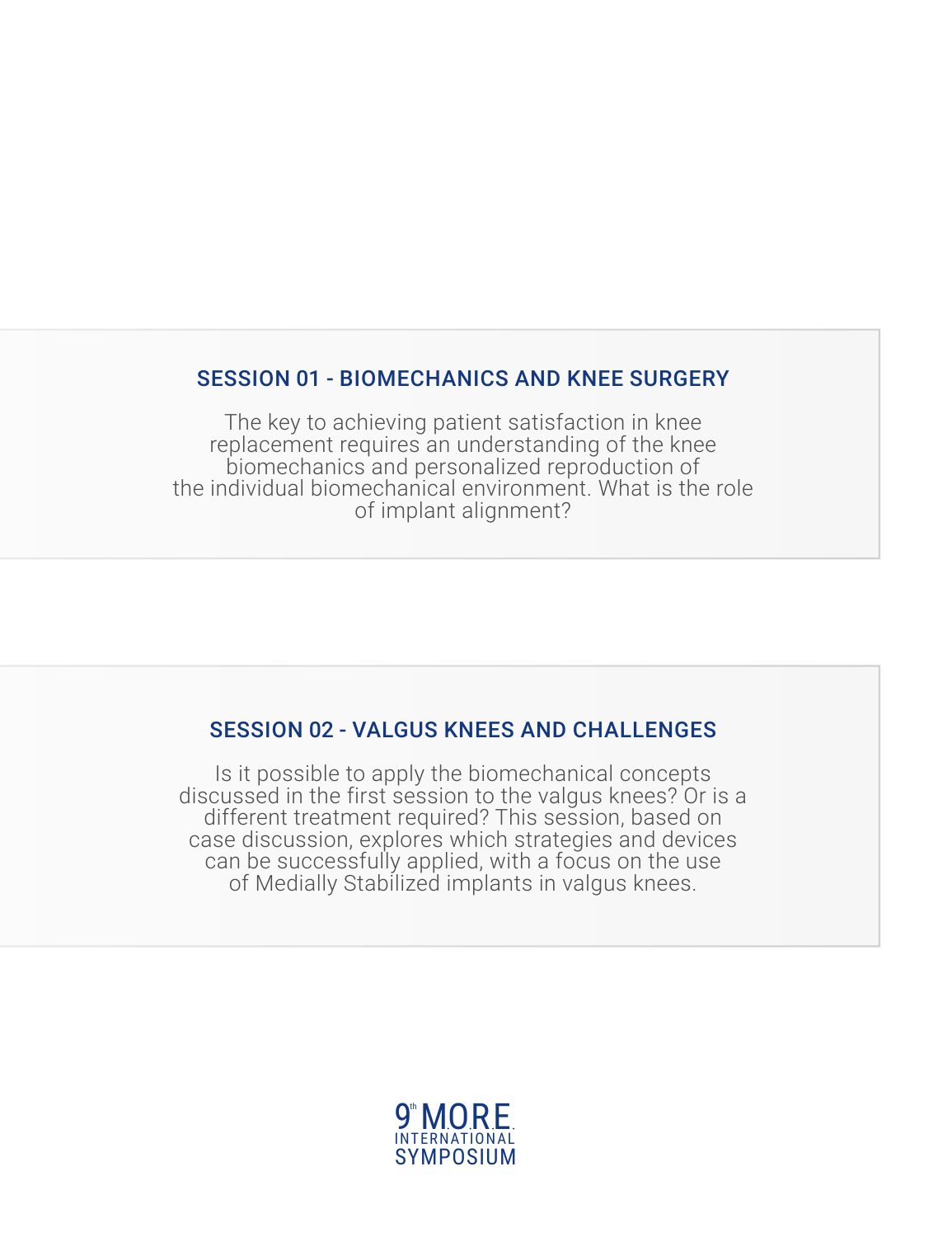## SESSION 01 - BIOMECHANICS AND KNEE SURGERY

The key to achieving patient satisfaction in knee replacement requires an understanding of the knee biomechanics and personalized reproduction of the individual biomechanical environment. What is the role of implant alignment?

## SESSION 02 - VALGUS KNEES AND CHALLENGES

Is it possible to apply the biomechanical concepts discussed in the first session to the valgus knees? Or is a different treatment required? This session, based on case discussion, explores which strategies and devices can be successfully applied, with a focus on the use of Medially Stabilized implants in valgus knees.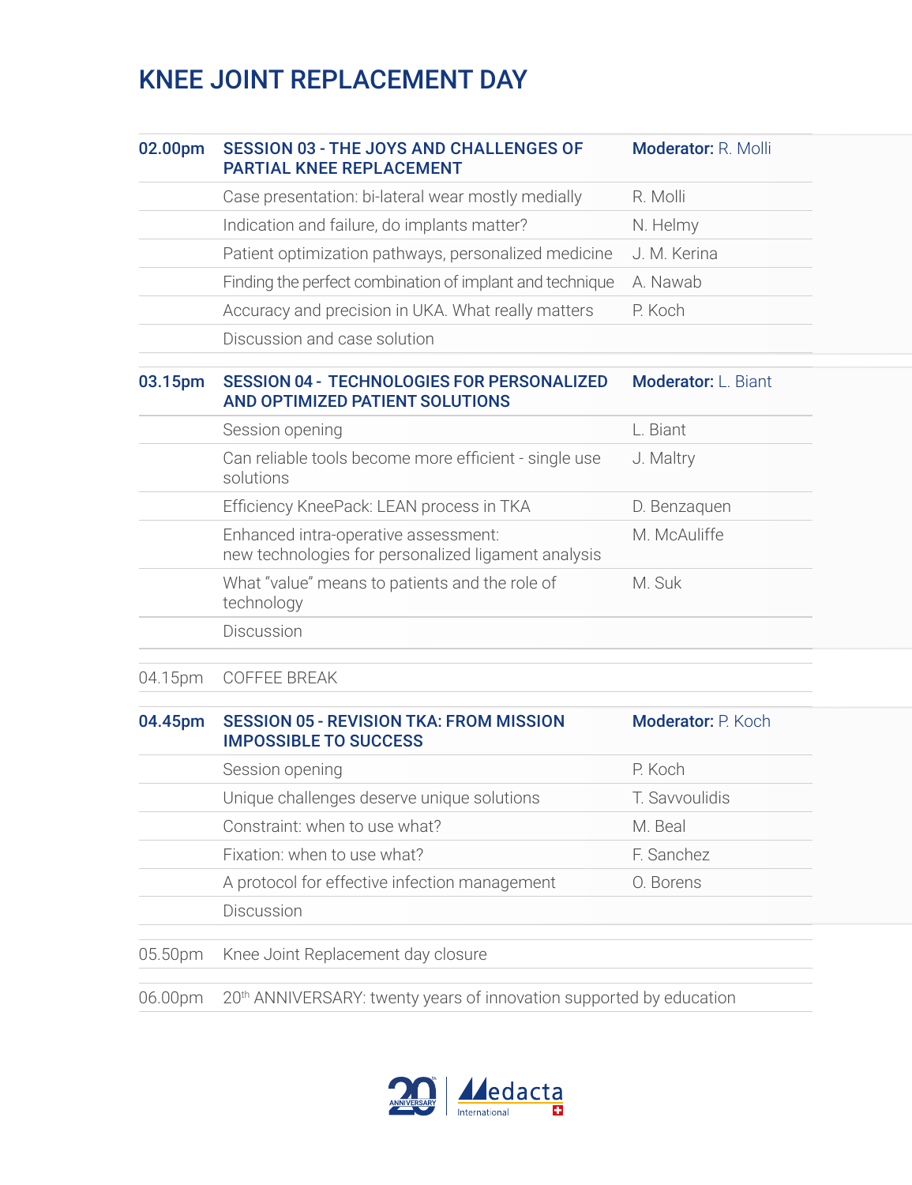# KNEE JOINT REPLACEMENT DAY

| | | |
|---|---|---|
| **02.00pm** | **SESSION 03 - THE JOYS AND CHALLENGES OF PARTIAL KNEE REPLACEMENT** | **Moderator:** R. Molli |
| | Case presentation: bi-lateral wear mostly medially | R. Molli |
| | Indication and failure, do implants matter? | N. Helmy |
| | Patient optimization pathways, personalized medicine | J. M. Kerina |
| | Finding the perfect combination of implant and technique | A. Nawab |
| | Accuracy and precision in UKA. What really matters | P. Koch |
| | Discussion and case solution | |
| **03.15pm** | **SESSION 04 - TECHNOLOGIES FOR PERSONALIZED AND OPTIMIZED PATIENT SOLUTIONS** | **Moderator:** L. Biant |
| | Session opening | L. Biant |
| | Can reliable tools become more efficient - single use solutions | J. Maltry |
| | Efficiency KneePack: LEAN process in TKA | D. Benzaquen |
| | Enhanced intra-operative assessment: new technologies for personalized ligament analysis | M. McAuliffe |
| | What "value" means to patients and the role of technology | M. Suk |
| | Discussion | |
| 04.15pm | COFFEE BREAK | |
| **04.45pm** | **SESSION 05 - REVISION TKA: FROM MISSION IMPOSSIBLE TO SUCCESS** | **Moderator:** P. Koch |
| | Session opening | P. Koch |
| | Unique challenges deserve unique solutions | T. Savvoulidis |
| | Constraint: when to use what? | M. Beal |
| | Fixation: when to use what? | F. Sanchez |
| | A protocol for effective infection management | O. Borens |
| | Discussion | |
| 05.50pm | Knee Joint Replacement day closure | |
| 06.00pm | 20th ANNIVERSARY: twenty years of innovation supported by education | |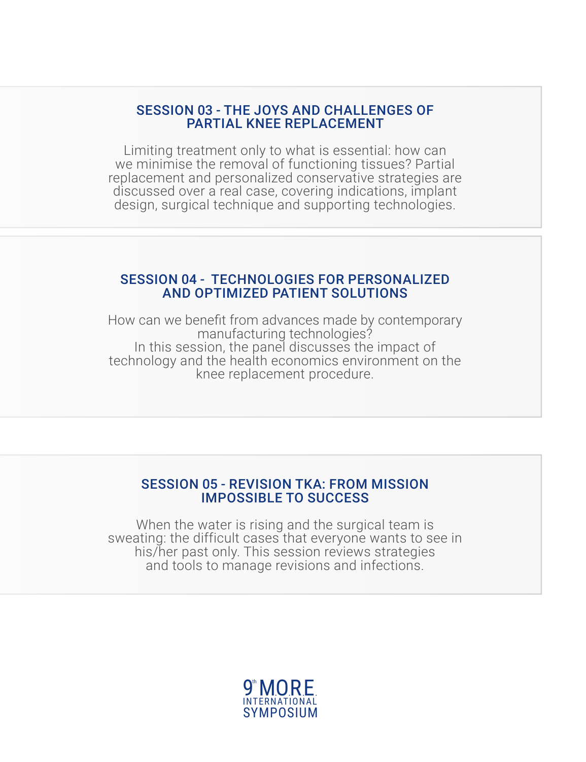## SESSION 03 - THE JOYS AND CHALLENGES OF PARTIAL KNEE REPLACEMENT

Limiting treatment only to what is essential: how can we minimise the removal of functioning tissues? Partial replacement and personalized conservative strategies are discussed over a real case, covering indications, implant design, surgical technique and supporting technologies.

## SESSION 04 - TECHNOLOGIES FOR PERSONALIZED AND OPTIMIZED PATIENT SOLUTIONS

How can we benefit from advances made by contemporary manufacturing technologies?
In this session, the panel discusses the impact of technology and the health economics environment on the knee replacement procedure.

## SESSION 05 - REVISION TKA: FROM MISSION IMPOSSIBLE TO SUCCESS

When the water is rising and the surgical team is sweating: the difficult cases that everyone wants to see in his/her past only. This session reviews strategies and tools to manage revisions and infections.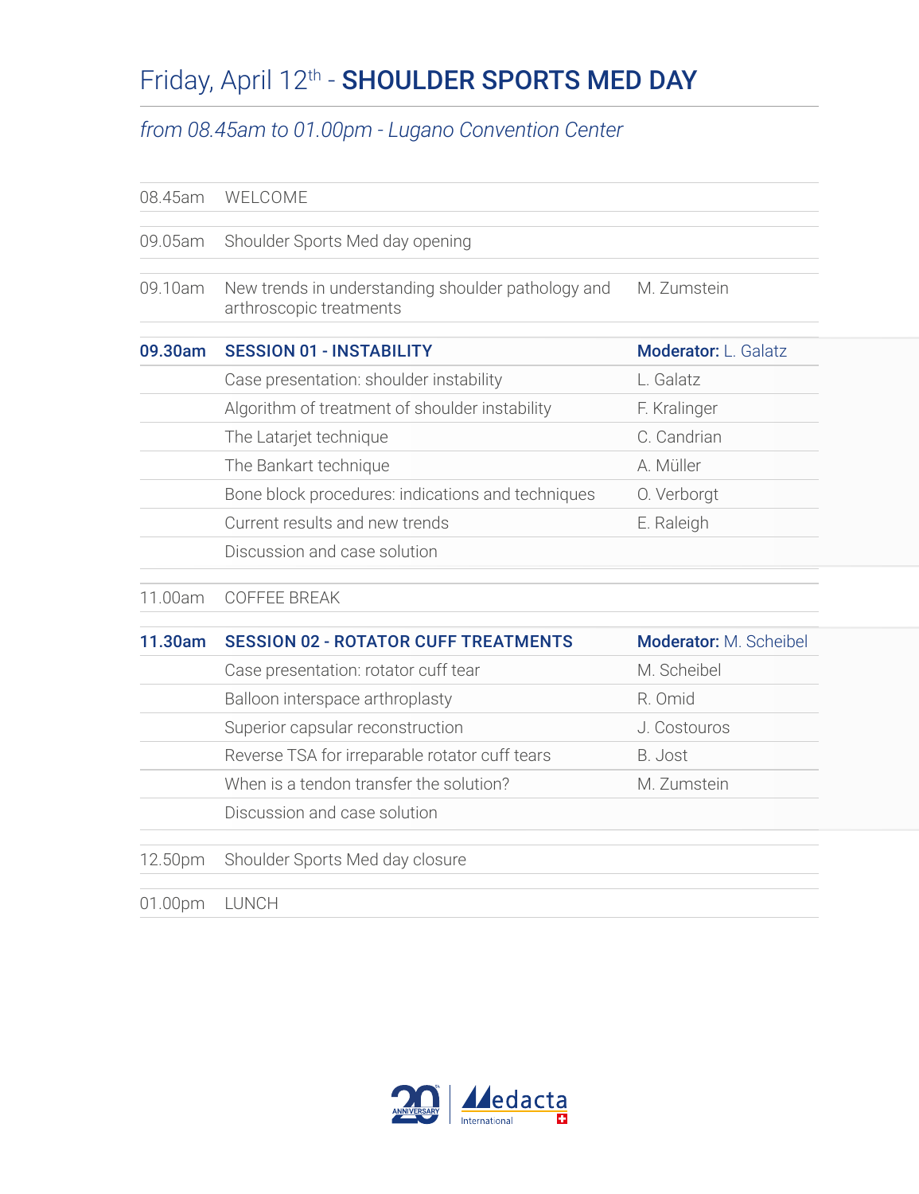# Friday, April 12th - **SHOULDER SPORTS MED DAY**

*from 08.45am to 01.00pm - Lugano Convention Center*

| | | |
|---|---|---|
| 08.45am | WELCOME | |
| 09.05am | Shoulder Sports Med day opening | |
| 09.10am | New trends in understanding shoulder pathology and arthroscopic treatments | M. Zumstein |
| **09.30am** | **SESSION 01 - INSTABILITY** | **Moderator:** L. Galatz |
| | Case presentation: shoulder instability | L. Galatz |
| | Algorithm of treatment of shoulder instability | F. Kralinger |
| | The Latarjet technique | C. Candrian |
| | The Bankart technique | A. Müller |
| | Bone block procedures: indications and techniques | O. Verborgt |
| | Current results and new trends | E. Raleigh |
| | Discussion and case solution | |
| 11.00am | COFFEE BREAK | |
| **11.30am** | **SESSION 02 - ROTATOR CUFF TREATMENTS** | **Moderator:** M. Scheibel |
| | Case presentation: rotator cuff tear | M. Scheibel |
| | Balloon interspace arthroplasty | R. Omid |
| | Superior capsular reconstruction | J. Costouros |
| | Reverse TSA for irreparable rotator cuff tears | B. Jost |
| | When is a tendon transfer the solution? | M. Zumstein |
| | Discussion and case solution | |
| 12.50pm | Shoulder Sports Med day closure | |
| 01.00pm | LUNCH | |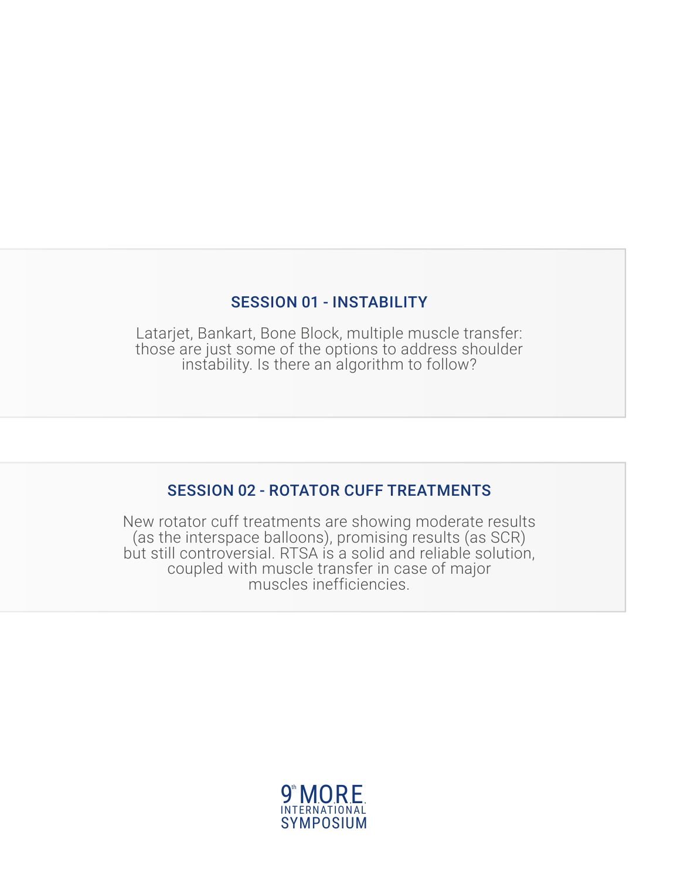## SESSION 01 - INSTABILITY

Latarjet, Bankart, Bone Block, multiple muscle transfer: those are just some of the options to address shoulder instability. Is there an algorithm to follow?

## SESSION 02 - ROTATOR CUFF TREATMENTS

New rotator cuff treatments are showing moderate results (as the interspace balloons), promising results (as SCR) but still controversial. RTSA is a solid and reliable solution, coupled with muscle transfer in case of major muscles inefficiencies.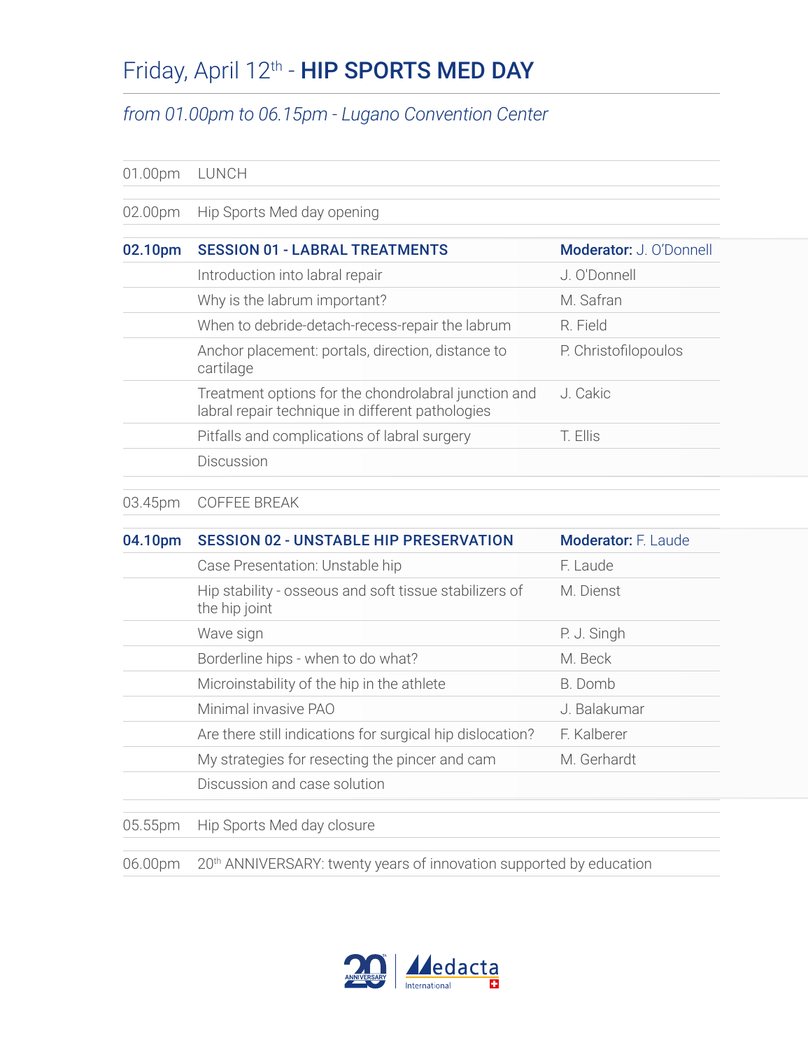# Friday, April 12th - **HIP SPORTS MED DAY**

*from 01.00pm to 06.15pm - Lugano Convention Center*

| | | |
|---|---|---|
| 01.00pm | LUNCH | |
| 02.00pm | Hip Sports Med day opening | |
| **02.10pm** | **SESSION 01 - LABRAL TREATMENTS** | **Moderator:** J. O'Donnell |
| | Introduction into labral repair | J. O'Donnell |
| | Why is the labrum important? | M. Safran |
| | When to debride-detach-recess-repair the labrum | R. Field |
| | Anchor placement: portals, direction, distance to cartilage | P. Christofilopoulos |
| | Treatment options for the chondrolabral junction and labral repair technique in different pathologies | J. Cakic |
| | Pitfalls and complications of labral surgery | T. Ellis |
| | Discussion | |
| 03.45pm | COFFEE BREAK | |
| **04.10pm** | **SESSION 02 - UNSTABLE HIP PRESERVATION** | **Moderator:** F. Laude |
| | Case Presentation: Unstable hip | F. Laude |
| | Hip stability - osseous and soft tissue stabilizers of the hip joint | M. Dienst |
| | Wave sign | P. J. Singh |
| | Borderline hips - when to do what? | M. Beck |
| | Microinstability of the hip in the athlete | B. Domb |
| | Minimal invasive PAO | J. Balakumar |
| | Are there still indications for surgical hip dislocation? | F. Kalberer |
| | My strategies for resecting the pincer and cam | M. Gerhardt |
| | Discussion and case solution | |
| 05.55pm | Hip Sports Med day closure | |
| 06.00pm | 20th ANNIVERSARY: twenty years of innovation supported by education | |

20th ANNIVERSARY | Medacta International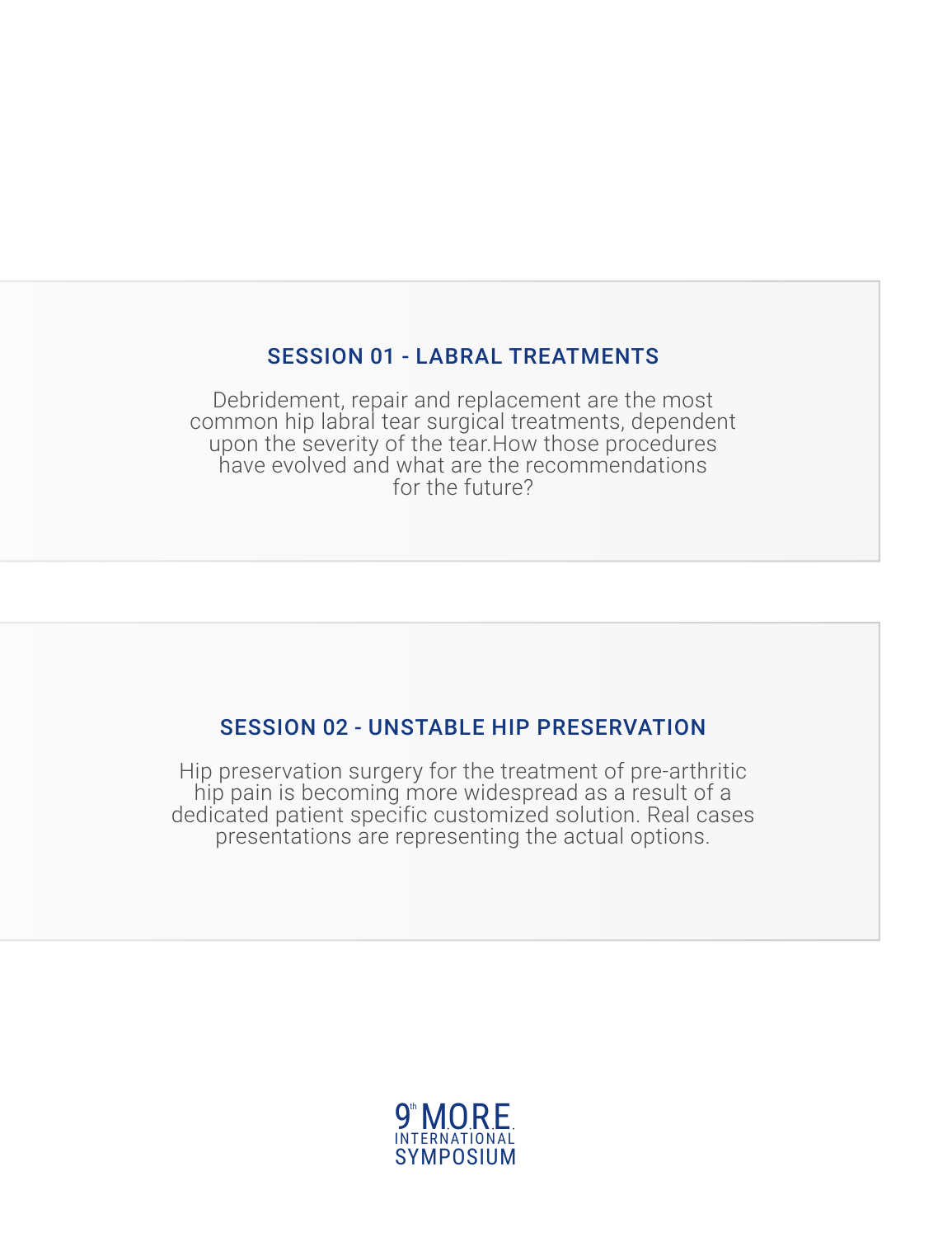## SESSION 01 - LABRAL TREATMENTS

Debridement, repair and replacement are the most common hip labral tear surgical treatments, dependent upon the severity of the tear.How those procedures have evolved and what are the recommendations for the future?

## SESSION 02 - UNSTABLE HIP PRESERVATION

Hip preservation surgery for the treatment of pre-arthritic hip pain is becoming more widespread as a result of a dedicated patient specific customized solution. Real cases presentations are representing the actual options.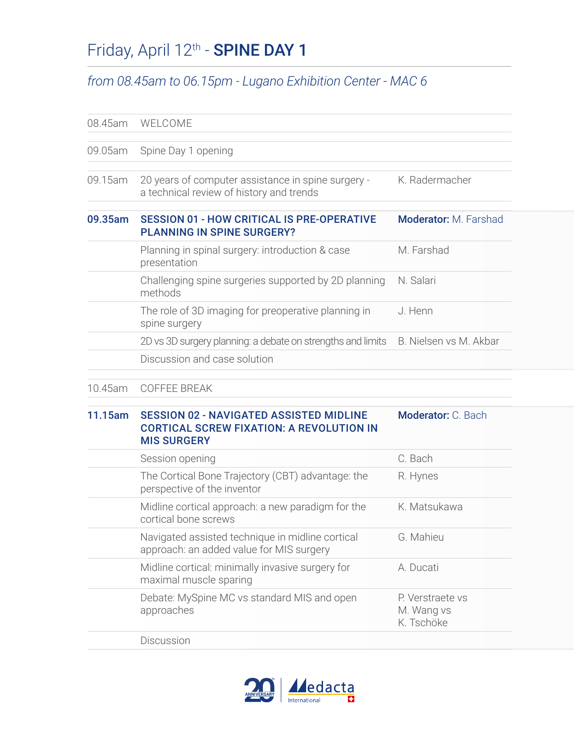# Friday, April 12th - **SPINE DAY 1**

*from 08.45am to 06.15pm - Lugano Exhibition Center - MAC 6*

| | | |
|---|---|---|
| 08.45am | WELCOME | |
| 09.05am | Spine Day 1 opening | |
| 09.15am | 20 years of computer assistance in spine surgery - a technical review of history and trends | K. Radermacher |
| **09.35am** | **SESSION 01 - HOW CRITICAL IS PRE-OPERATIVE PLANNING IN SPINE SURGERY?** | **Moderator:** M. Farshad |
| | Planning in spinal surgery: introduction & case presentation | M. Farshad |
| | Challenging spine surgeries supported by 2D planning methods | N. Salari |
| | The role of 3D imaging for preoperative planning in spine surgery | J. Henn |
| | 2D vs 3D surgery planning: a debate on strengths and limits | B. Nielsen vs M. Akbar |
| | Discussion and case solution | |
| 10.45am | COFFEE BREAK | |
| **11.15am** | **SESSION 02 - NAVIGATED ASSISTED MIDLINE CORTICAL SCREW FIXATION: A REVOLUTION IN MIS SURGERY** | **Moderator:** C. Bach |
| | Session opening | C. Bach |
| | The Cortical Bone Trajectory (CBT) advantage: the perspective of the inventor | R. Hynes |
| | Midline cortical approach: a new paradigm for the cortical bone screws | K. Matsukawa |
| | Navigated assisted technique in midline cortical approach: an added value for MIS surgery | G. Mahieu |
| | Midline cortical: minimally invasive surgery for maximal muscle sparing | A. Ducati |
| | Debate: MySpine MC vs standard MIS and open approaches | P. Verstraete vs M. Wang vs K. Tschöke |
| | Discussion | |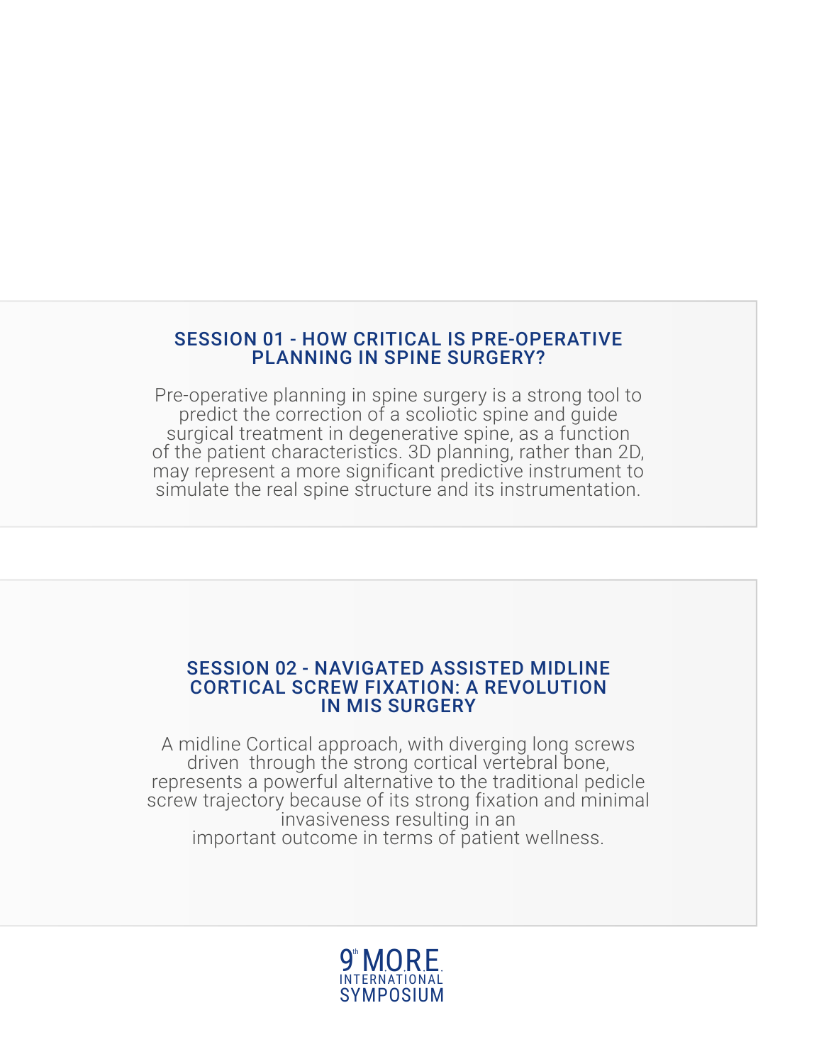## SESSION 01 - HOW CRITICAL IS PRE-OPERATIVE PLANNING IN SPINE SURGERY?

Pre-operative planning in spine surgery is a strong tool to predict the correction of a scoliotic spine and guide surgical treatment in degenerative spine, as a function of the patient characteristics. 3D planning, rather than 2D, may represent a more significant predictive instrument to simulate the real spine structure and its instrumentation.

## SESSION 02 - NAVIGATED ASSISTED MIDLINE CORTICAL SCREW FIXATION: A REVOLUTION IN MIS SURGERY

A midline Cortical approach, with diverging long screws driven through the strong cortical vertebral bone, represents a powerful alternative to the traditional pedicle screw trajectory because of its strong fixation and minimal invasiveness resulting in an important outcome in terms of patient wellness.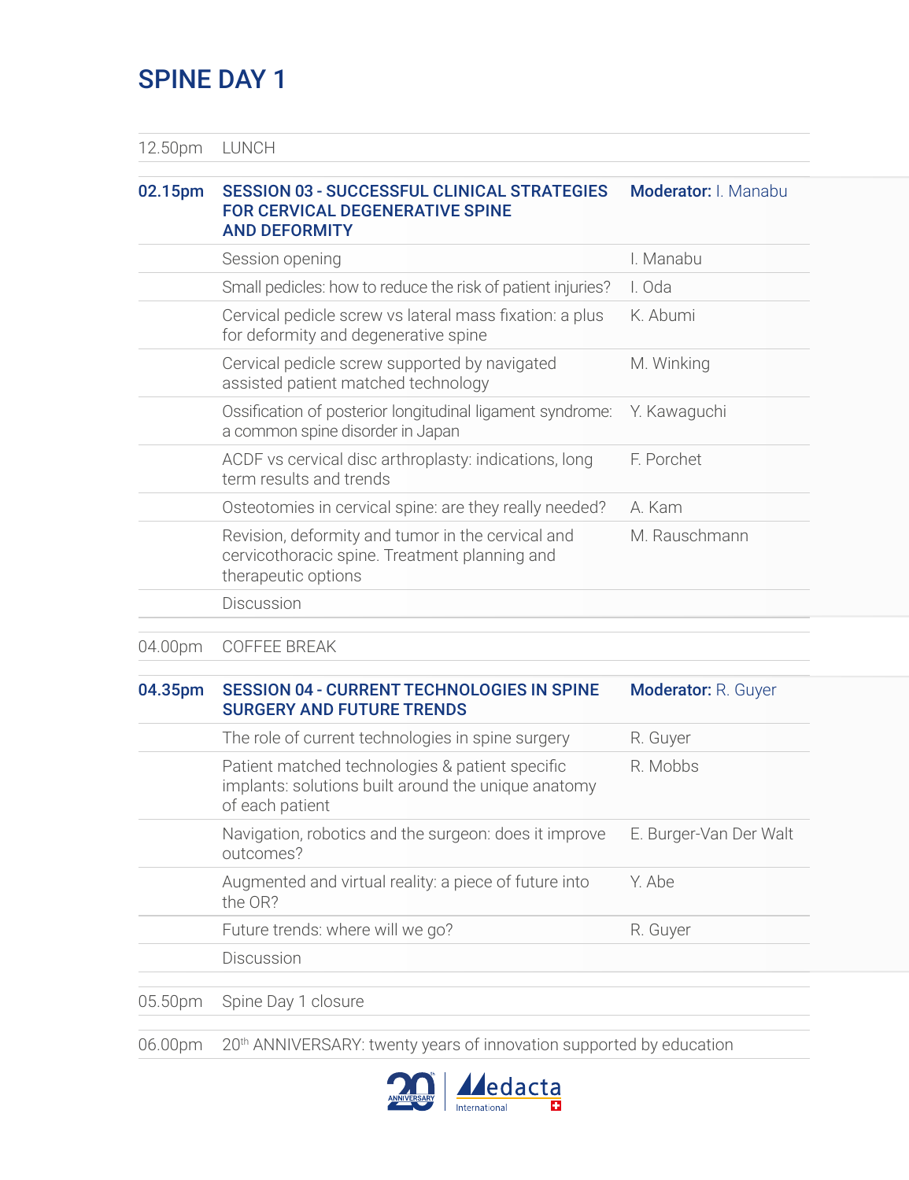# SPINE DAY 1

| | | |
|---|---|---|
| 12.50pm | LUNCH | |
| **02.15pm** | **SESSION 03 - SUCCESSFUL CLINICAL STRATEGIES FOR CERVICAL DEGENERATIVE SPINE AND DEFORMITY** | **Moderator:** I. Manabu |
| | Session opening | I. Manabu |
| | Small pedicles: how to reduce the risk of patient injuries? | I. Oda |
| | Cervical pedicle screw vs lateral mass fixation: a plus for deformity and degenerative spine | K. Abumi |
| | Cervical pedicle screw supported by navigated assisted patient matched technology | M. Winking |
| | Ossification of posterior longitudinal ligament syndrome: a common spine disorder in Japan | Y. Kawaguchi |
| | ACDF vs cervical disc arthroplasty: indications, long term results and trends | F. Porchet |
| | Osteotomies in cervical spine: are they really needed? | A. Kam |
| | Revision, deformity and tumor in the cervical and cervicothoracic spine. Treatment planning and therapeutic options | M. Rauschmann |
| | Discussion | |
| 04.00pm | COFFEE BREAK | |
| **04.35pm** | **SESSION 04 - CURRENT TECHNOLOGIES IN SPINE SURGERY AND FUTURE TRENDS** | **Moderator:** R. Guyer |
| | The role of current technologies in spine surgery | R. Guyer |
| | Patient matched technologies & patient specific implants: solutions built around the unique anatomy of each patient | R. Mobbs |
| | Navigation, robotics and the surgeon: does it improve outcomes? | E. Burger-Van Der Walt |
| | Augmented and virtual reality: a piece of future into the OR? | Y. Abe |
| | Future trends: where will we go? | R. Guyer |
| | Discussion | |
| 05.50pm | Spine Day 1 closure | |
| 06.00pm | 20th ANNIVERSARY: twenty years of innovation supported by education | |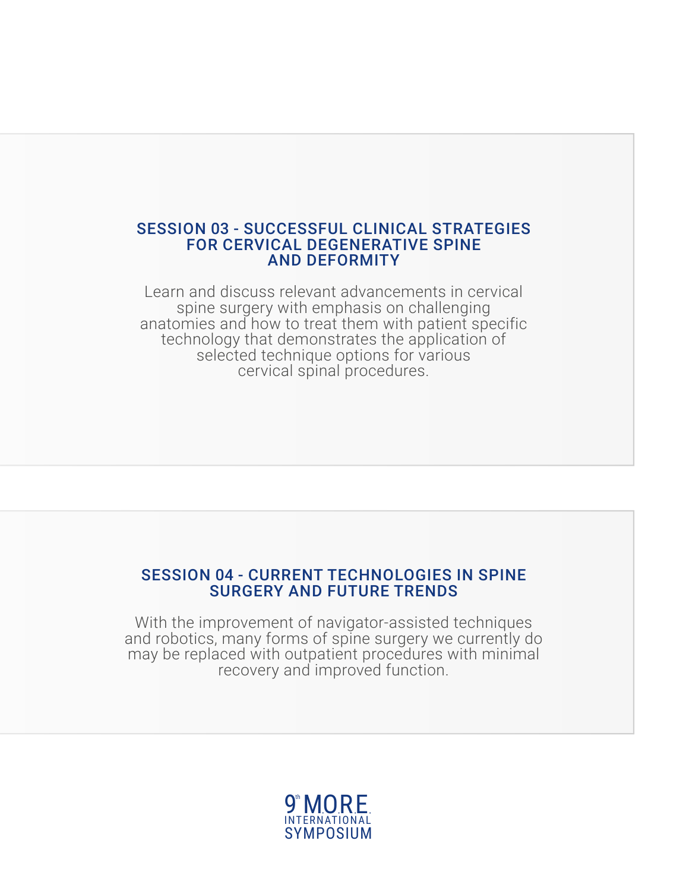## SESSION 03 - SUCCESSFUL CLINICAL STRATEGIES FOR CERVICAL DEGENERATIVE SPINE AND DEFORMITY

Learn and discuss relevant advancements in cervical spine surgery with emphasis on challenging anatomies and how to treat them with patient specific technology that demonstrates the application of selected technique options for various cervical spinal procedures.

## SESSION 04 - CURRENT TECHNOLOGIES IN SPINE SURGERY AND FUTURE TRENDS

With the improvement of navigator-assisted techniques and robotics, many forms of spine surgery we currently do may be replaced with outpatient procedures with minimal recovery and improved function.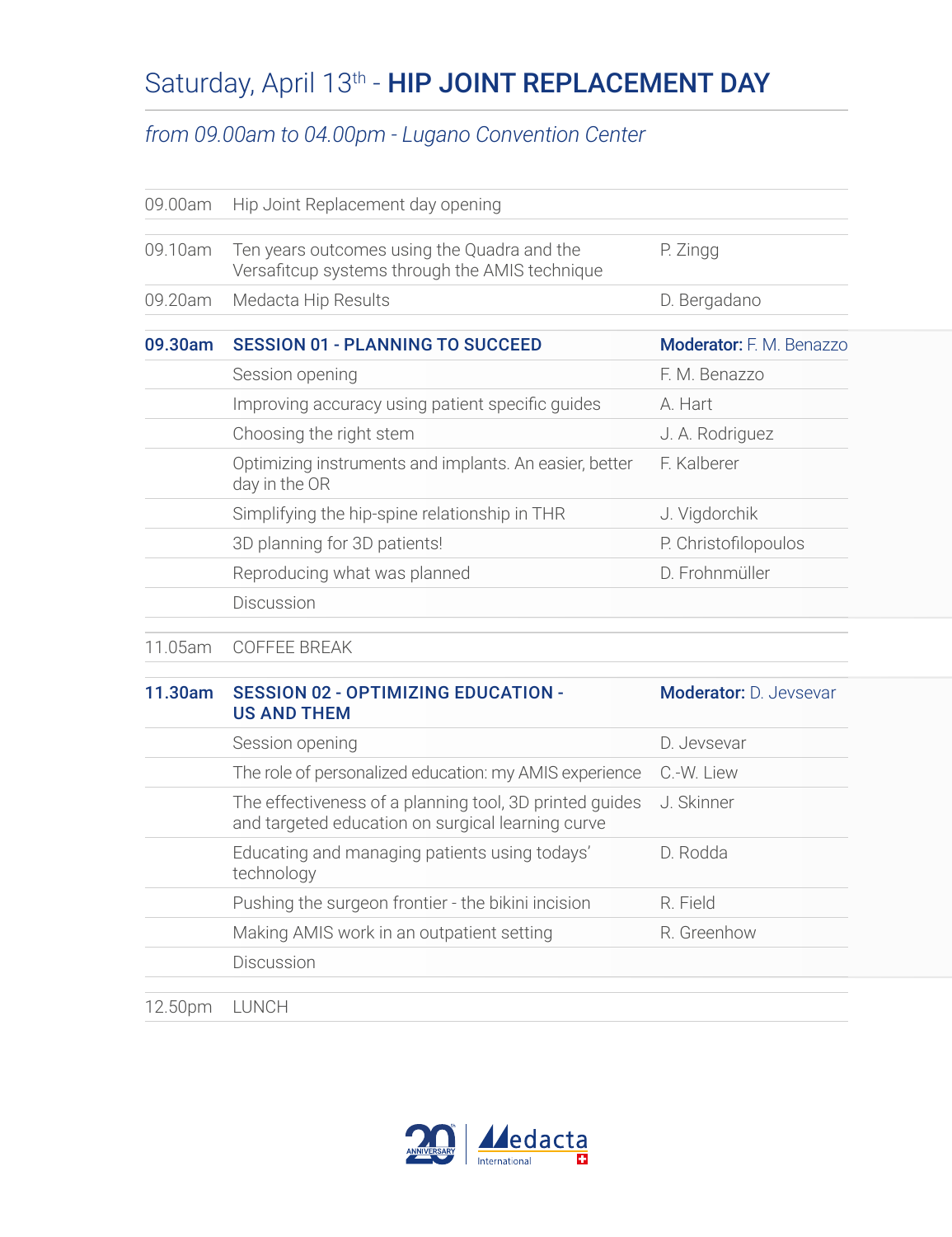# Saturday, April 13th - **HIP JOINT REPLACEMENT DAY**

*from 09.00am to 04.00pm - Lugano Convention Center*

| | | |
|---|---|---|
| 09.00am | Hip Joint Replacement day opening | |
| 09.10am | Ten years outcomes using the Quadra and the Versafitcup systems through the AMIS technique | P. Zingg |
| 09.20am | Medacta Hip Results | D. Bergadano |
| **09.30am** | **SESSION 01 - PLANNING TO SUCCEED** | **Moderator:** F. M. Benazzo |
| | Session opening | F. M. Benazzo |
| | Improving accuracy using patient specific guides | A. Hart |
| | Choosing the right stem | J. A. Rodriguez |
| | Optimizing instruments and implants. An easier, better day in the OR | F. Kalberer |
| | Simplifying the hip-spine relationship in THR | J. Vigdorchik |
| | 3D planning for 3D patients! | P. Christofilopoulos |
| | Reproducing what was planned | D. Frohnmüller |
| | Discussion | |
| 11.05am | COFFEE BREAK | |
| **11.30am** | **SESSION 02 - OPTIMIZING EDUCATION - US AND THEM** | **Moderator:** D. Jevsevar |
| | Session opening | D. Jevsevar |
| | The role of personalized education: my AMIS experience | C.-W. Liew |
| | The effectiveness of a planning tool, 3D printed guides and targeted education on surgical learning curve | J. Skinner |
| | Educating and managing patients using todays' technology | D. Rodda |
| | Pushing the surgeon frontier - the bikini incision | R. Field |
| | Making AMIS work in an outpatient setting | R. Greenhow |
| | Discussion | |
| 12.50pm | LUNCH | |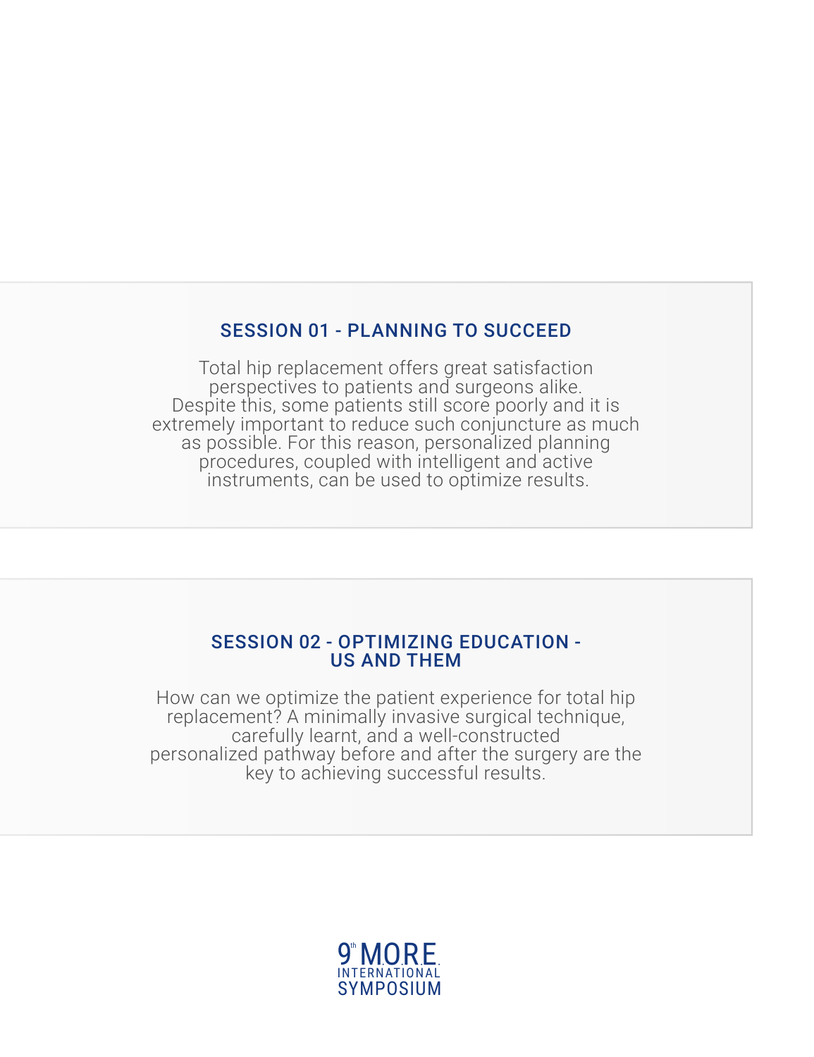## SESSION 01 - PLANNING TO SUCCEED

Total hip replacement offers great satisfaction perspectives to patients and surgeons alike. Despite this, some patients still score poorly and it is extremely important to reduce such conjuncture as much as possible. For this reason, personalized planning procedures, coupled with intelligent and active instruments, can be used to optimize results.

## SESSION 02 - OPTIMIZING EDUCATION - US AND THEM

How can we optimize the patient experience for total hip replacement? A minimally invasive surgical technique, carefully learnt, and a well-constructed personalized pathway before and after the surgery are the key to achieving successful results.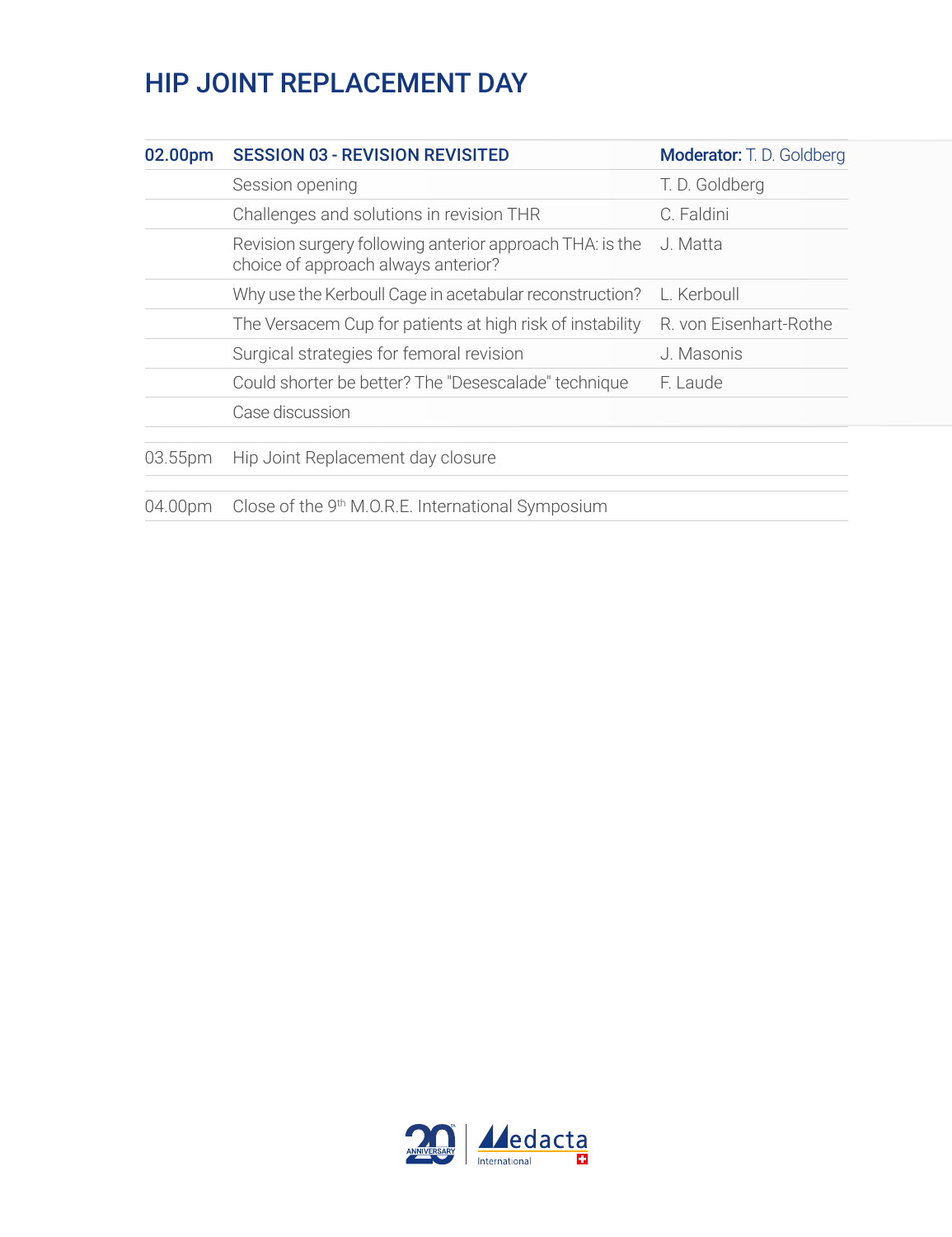# HIP JOINT REPLACEMENT DAY

| | | |
|---|---|---|
| **02.00pm** | **SESSION 03 - REVISION REVISITED** | **Moderator:** T. D. Goldberg |
| | Session opening | T. D. Goldberg |
| | Challenges and solutions in revision THR | C. Faldini |
| | Revision surgery following anterior approach THA: is the choice of approach always anterior? | J. Matta |
| | Why use the Kerboull Cage in acetabular reconstruction? | L. Kerboull |
| | The Versacem Cup for patients at high risk of instability | R. von Eisenhart-Rothe |
| | Surgical strategies for femoral revision | J. Masonis |
| | Could shorter be better? The "Desescalade" technique | F. Laude |
| | Case discussion | |

| | |
|---|---|
| 03.55pm | Hip Joint Replacement day closure |

| | |
|---|---|
| 04.00pm | Close of the 9th M.O.R.E. International Symposium |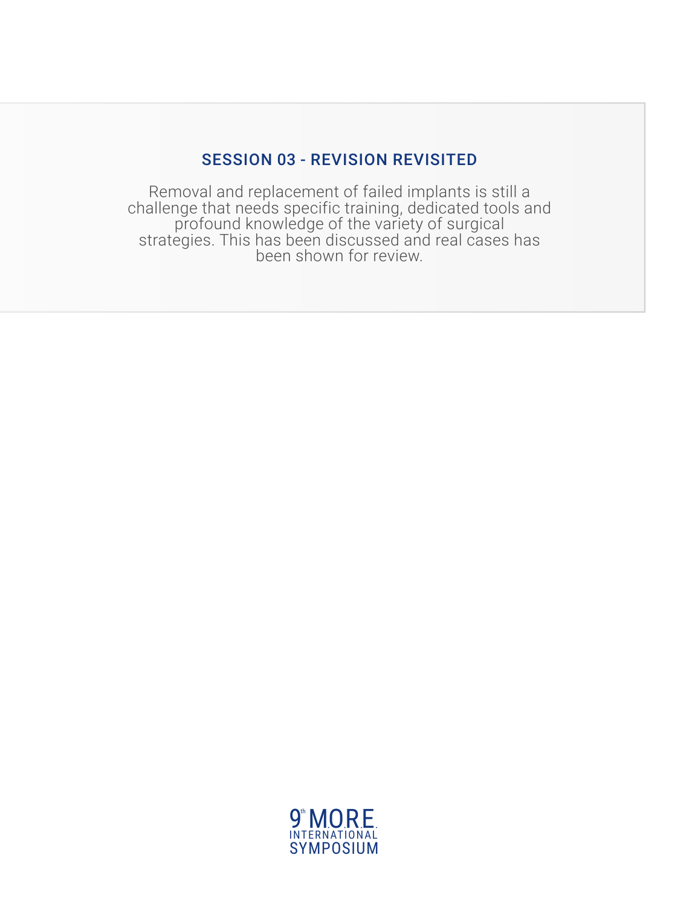## SESSION 03 - REVISION REVISITED

Removal and replacement of failed implants is still a challenge that needs specific training, dedicated tools and profound knowledge of the variety of surgical strategies. This has been discussed and real cases has been shown for review.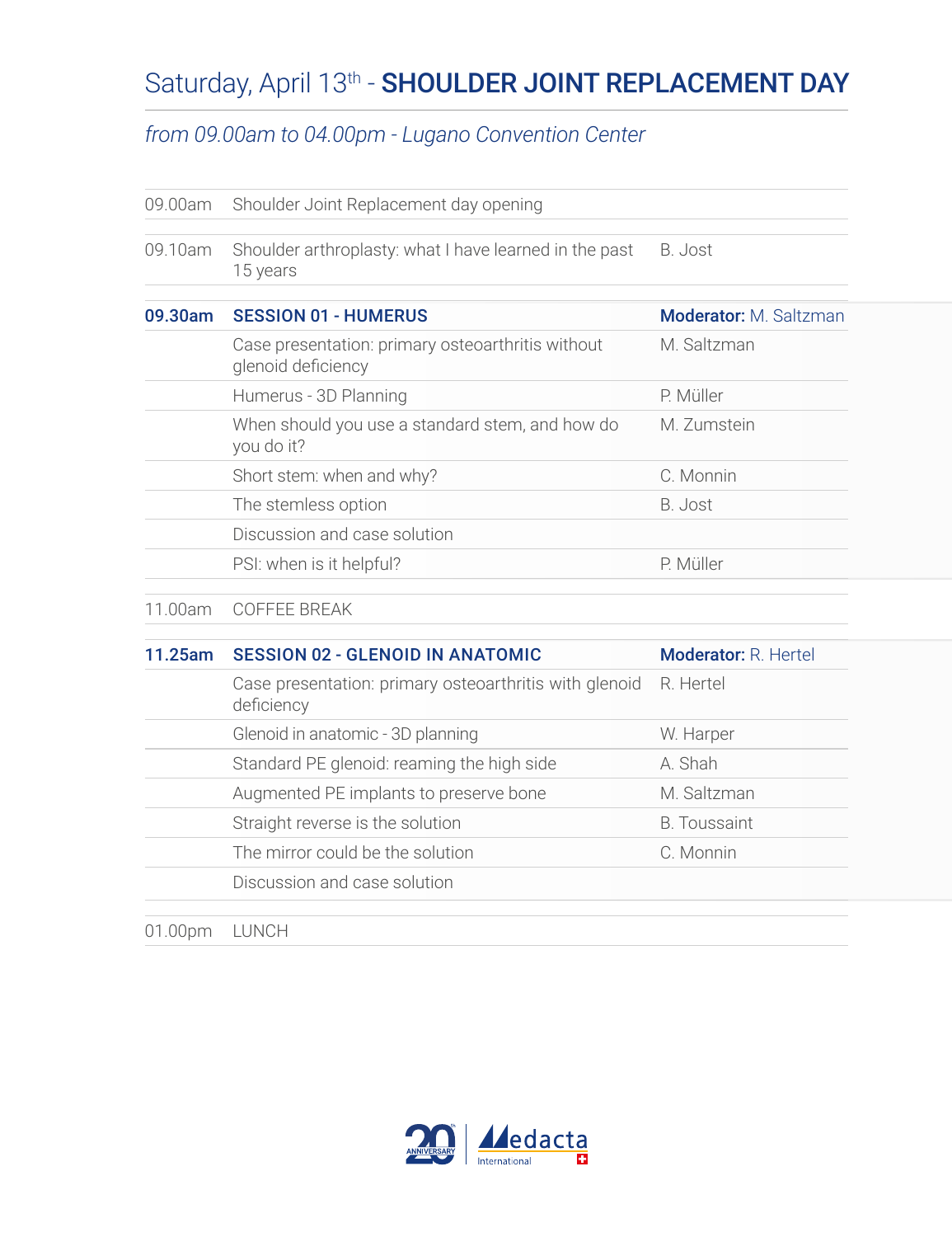# Saturday, April 13th - **SHOULDER JOINT REPLACEMENT DAY**

*from 09.00am to 04.00pm - Lugano Convention Center*

| Time | Topic | Speaker |
|---|---|---|
| 09.00am | Shoulder Joint Replacement day opening | |
| 09.10am | Shoulder arthroplasty: what I have learned in the past 15 years | B. Jost |
| **09.30am** | **SESSION 01 - HUMERUS** | **Moderator:** M. Saltzman |
| | Case presentation: primary osteoarthritis without glenoid deficiency | M. Saltzman |
| | Humerus - 3D Planning | P. Müller |
| | When should you use a standard stem, and how do you do it? | M. Zumstein |
| | Short stem: when and why? | C. Monnin |
| | The stemless option | B. Jost |
| | Discussion and case solution | |
| | PSI: when is it helpful? | P. Müller |
| 11.00am | COFFEE BREAK | |
| **11.25am** | **SESSION 02 - GLENOID IN ANATOMIC** | **Moderator:** R. Hertel |
| | Case presentation: primary osteoarthritis with glenoid deficiency | R. Hertel |
| | Glenoid in anatomic - 3D planning | W. Harper |
| | Standard PE glenoid: reaming the high side | A. Shah |
| | Augmented PE implants to preserve bone | M. Saltzman |
| | Straight reverse is the solution | B. Toussaint |
| | The mirror could be the solution | C. Monnin |
| | Discussion and case solution | |
| 01.00pm | LUNCH | |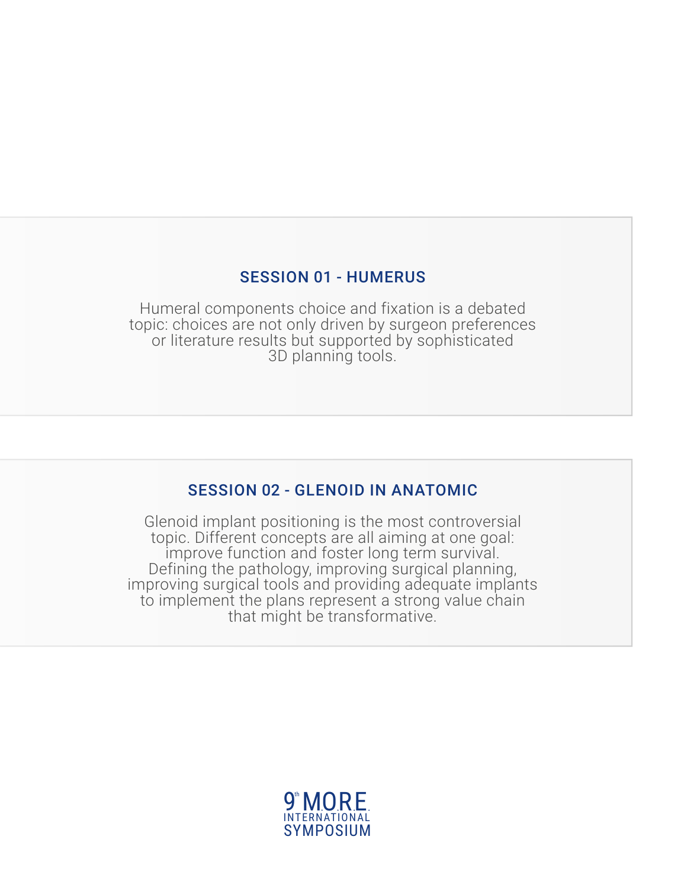## SESSION 01 - HUMERUS

Humeral components choice and fixation is a debated topic: choices are not only driven by surgeon preferences or literature results but supported by sophisticated 3D planning tools.

## SESSION 02 - GLENOID IN ANATOMIC

Glenoid implant positioning is the most controversial topic. Different concepts are all aiming at one goal: improve function and foster long term survival. Defining the pathology, improving surgical planning, improving surgical tools and providing adequate implants to implement the plans represent a strong value chain that might be transformative.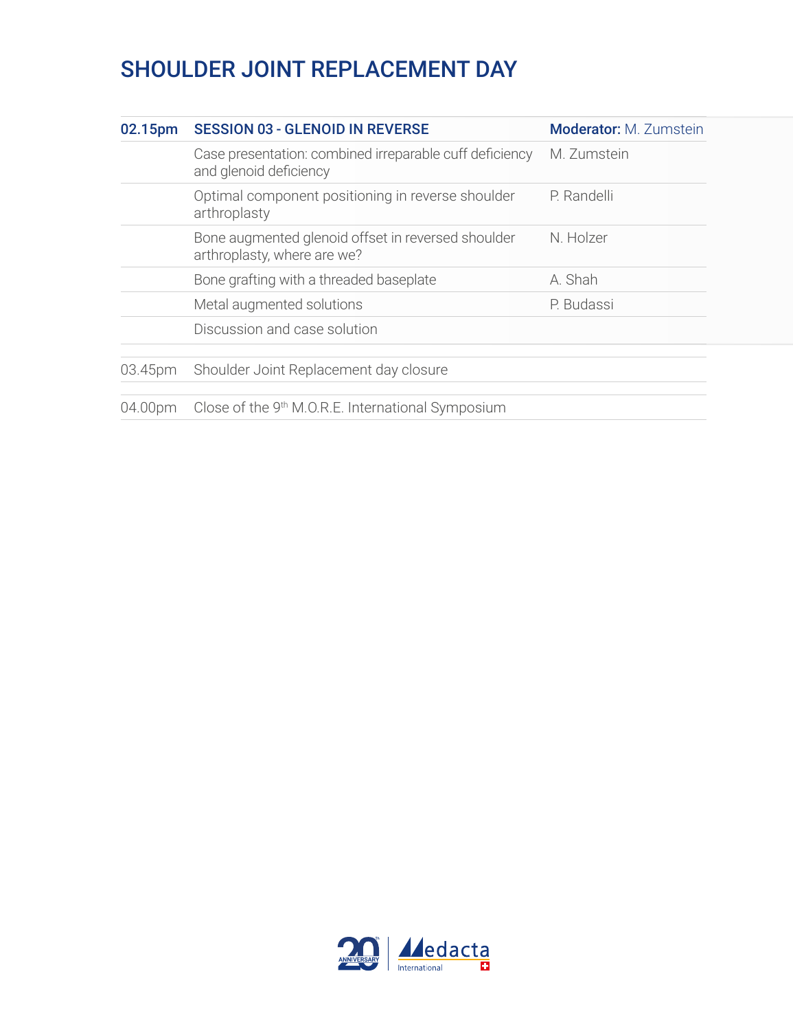# SHOULDER JOINT REPLACEMENT DAY

| 02.15pm | SESSION 03 - GLENOID IN REVERSE | **Moderator:** M. Zumstein |
|---|---|---|
| | Case presentation: combined irreparable cuff deficiency and glenoid deficiency | M. Zumstein |
| | Optimal component positioning in reverse shoulder arthroplasty | P. Randelli |
| | Bone augmented glenoid offset in reversed shoulder arthroplasty, where are we? | N. Holzer |
| | Bone grafting with a threaded baseplate | A. Shah |
| | Metal augmented solutions | P. Budassi |
| | Discussion and case solution | |

| | |
|---|---|
| 03.45pm | Shoulder Joint Replacement day closure |
| 04.00pm | Close of the 9th M.O.R.E. International Symposium |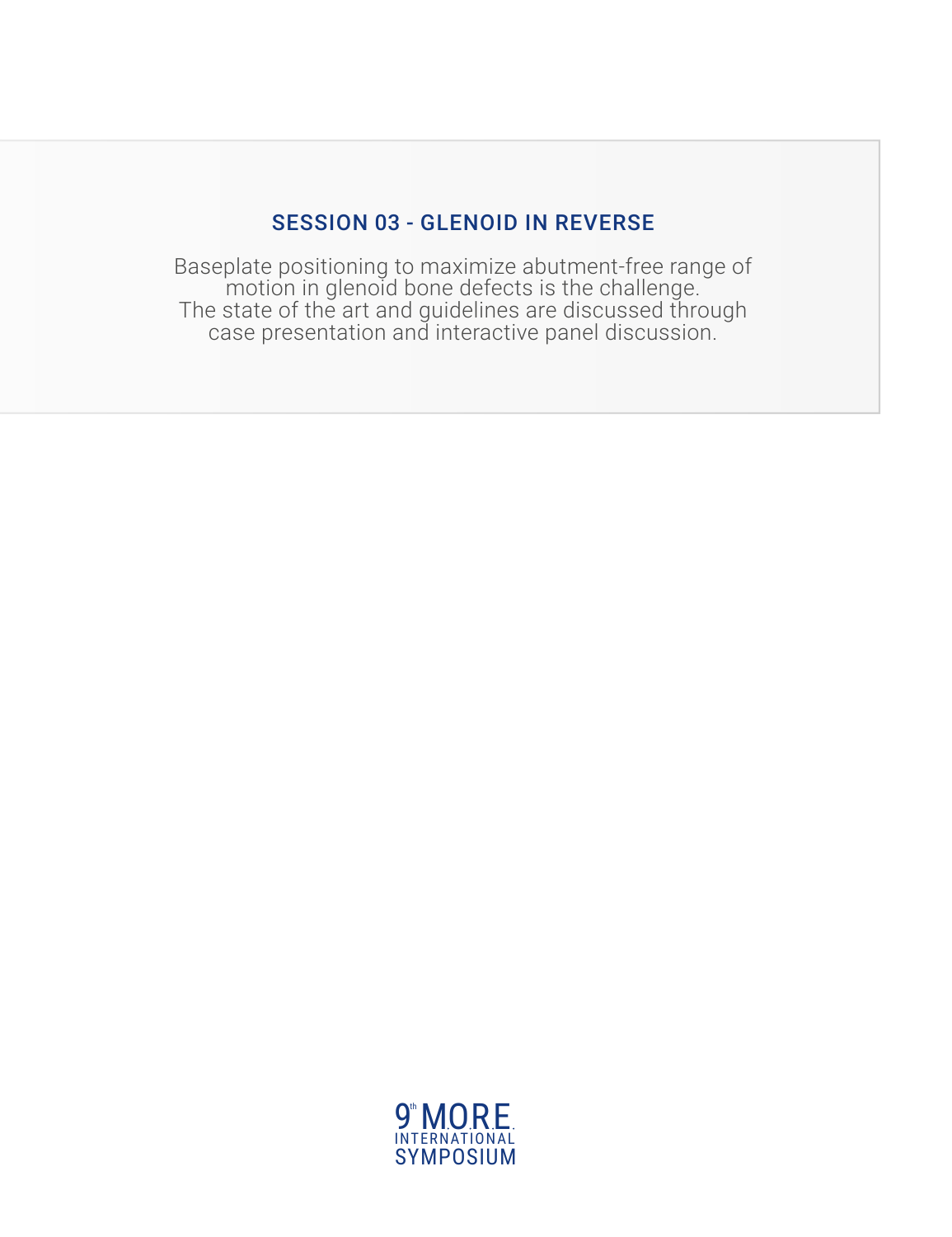## SESSION 03 - GLENOID IN REVERSE

Baseplate positioning to maximize abutment-free range of motion in glenoid bone defects is the challenge. The state of the art and guidelines are discussed through case presentation and interactive panel discussion.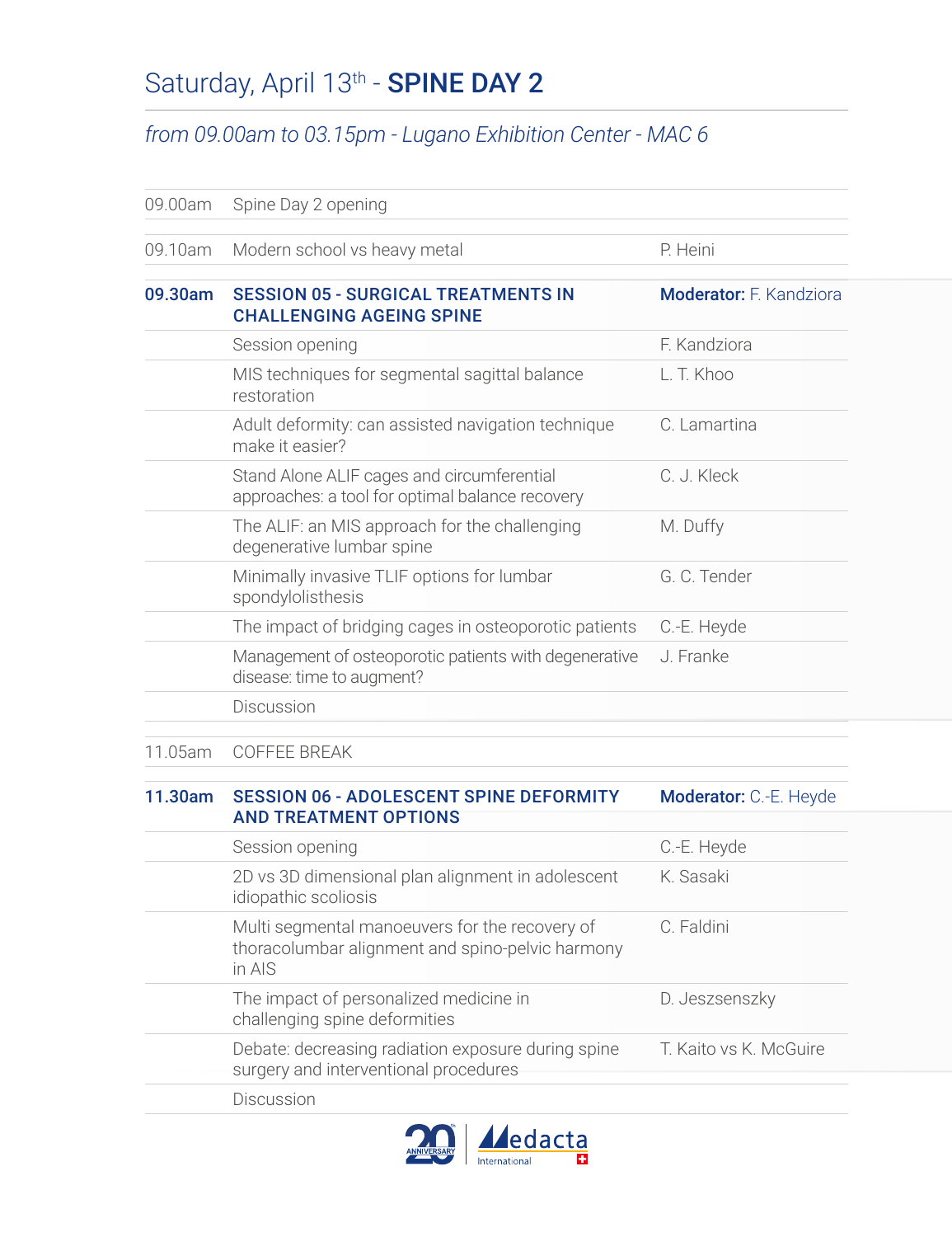# Saturday, April 13th - **SPINE DAY 2**

*from 09.00am to 03.15pm - Lugano Exhibition Center - MAC 6*

| | | |
|---|---|---|
| 09.00am | Spine Day 2 opening | |
| 09.10am | Modern school vs heavy metal | P. Heini |
| **09.30am** | **SESSION 05 - SURGICAL TREATMENTS IN CHALLENGING AGEING SPINE** | **Moderator:** F. Kandziora |
| | Session opening | F. Kandziora |
| | MIS techniques for segmental sagittal balance restoration | L. T. Khoo |
| | Adult deformity: can assisted navigation technique make it easier? | C. Lamartina |
| | Stand Alone ALIF cages and circumferential approaches: a tool for optimal balance recovery | C. J. Kleck |
| | The ALIF: an MIS approach for the challenging degenerative lumbar spine | M. Duffy |
| | Minimally invasive TLIF options for lumbar spondylolisthesis | G. C. Tender |
| | The impact of bridging cages in osteoporotic patients | C.-E. Heyde |
| | Management of osteoporotic patients with degenerative disease: time to augment? | J. Franke |
| | Discussion | |
| 11.05am | COFFEE BREAK | |
| **11.30am** | **SESSION 06 - ADOLESCENT SPINE DEFORMITY AND TREATMENT OPTIONS** | **Moderator:** C.-E. Heyde |
| | Session opening | C.-E. Heyde |
| | 2D vs 3D dimensional plan alignment in adolescent idiopathic scoliosis | K. Sasaki |
| | Multi segmental manoeuvers for the recovery of thoracolumbar alignment and spino-pelvic harmony in AIS | C. Faldini |
| | The impact of personalized medicine in challenging spine deformities | D. Jeszsenszky |
| | Debate: decreasing radiation exposure during spine surgery and interventional procedures | T. Kaito vs K. McGuire |
| | Discussion | |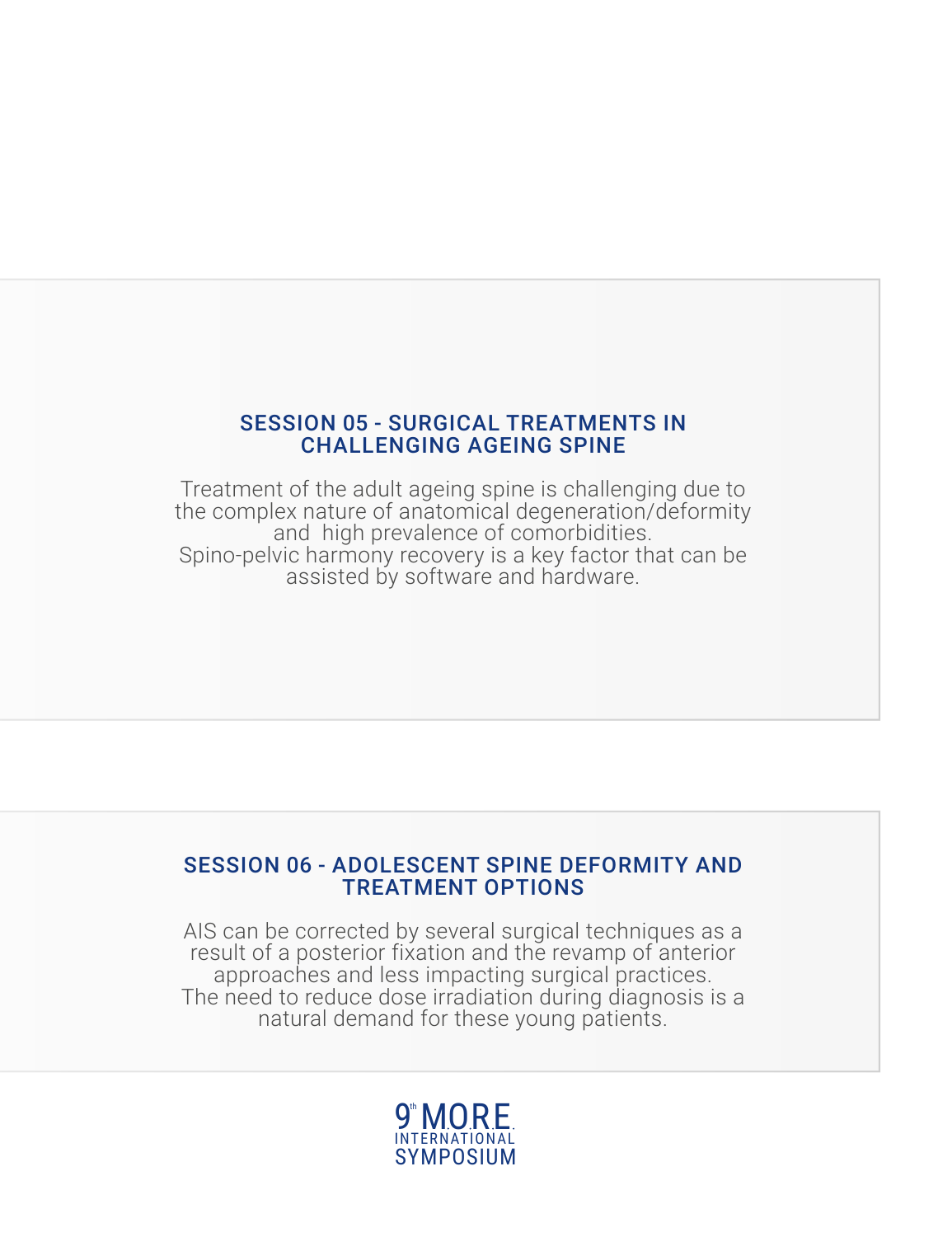## SESSION 05 - SURGICAL TREATMENTS IN CHALLENGING AGEING SPINE

Treatment of the adult ageing spine is challenging due to the complex nature of anatomical degeneration/deformity and high prevalence of comorbidities.
Spino-pelvic harmony recovery is a key factor that can be assisted by software and hardware.

## SESSION 06 - ADOLESCENT SPINE DEFORMITY AND TREATMENT OPTIONS

AIS can be corrected by several surgical techniques as a result of a posterior fixation and the revamp of anterior approaches and less impacting surgical practices.
The need to reduce dose irradiation during diagnosis is a natural demand for these young patients.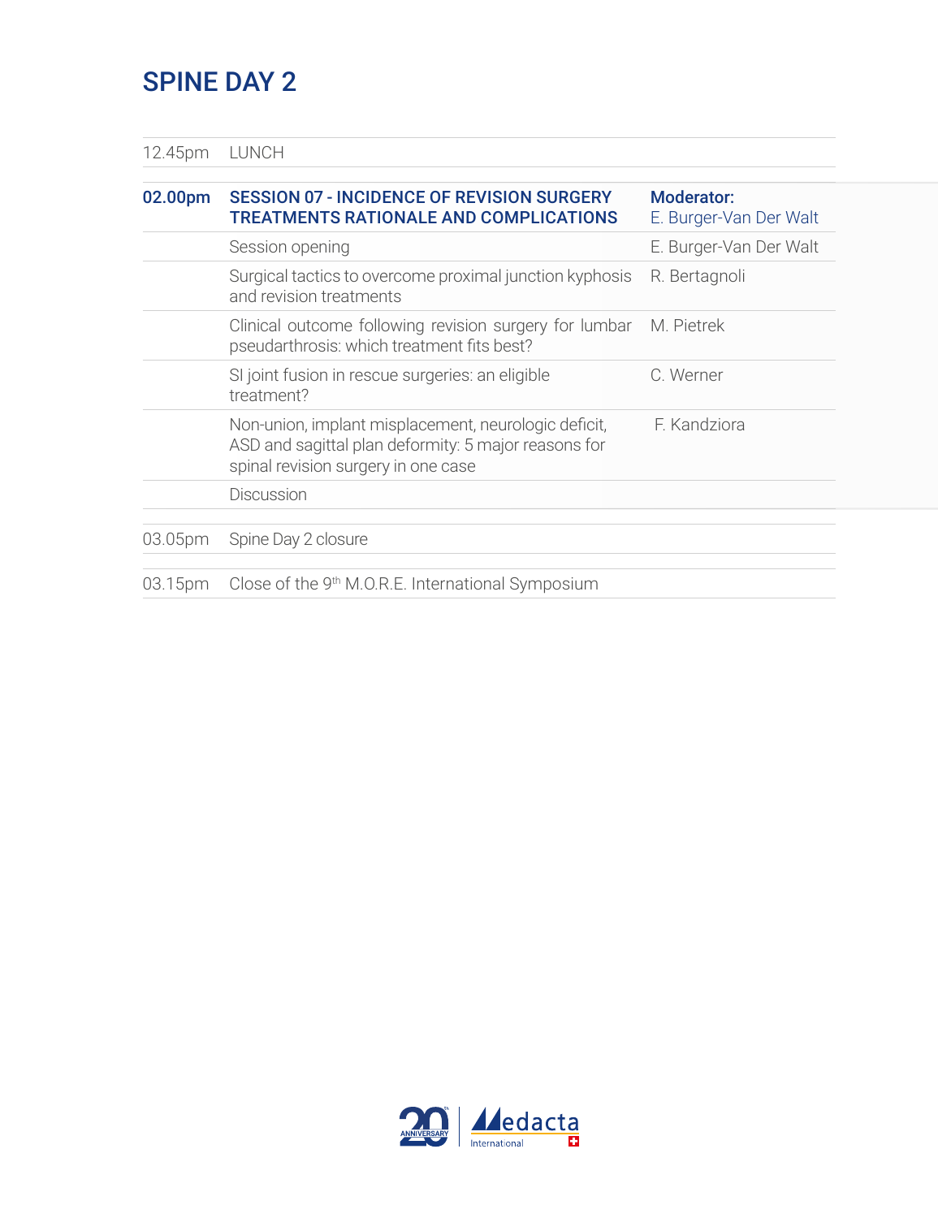# SPINE DAY 2

| Time | Program | Speaker |
|---|---|---|
| 12.45pm | LUNCH | |
| **02.00pm** | **SESSION 07 - INCIDENCE OF REVISION SURGERY TREATMENTS RATIONALE AND COMPLICATIONS** | **Moderator:** E. Burger-Van Der Walt |
| | Session opening | E. Burger-Van Der Walt |
| | Surgical tactics to overcome proximal junction kyphosis and revision treatments | R. Bertagnoli |
| | Clinical outcome following revision surgery for lumbar pseudarthrosis: which treatment fits best? | M. Pietrek |
| | SI joint fusion in rescue surgeries: an eligible treatment? | C. Werner |
| | Non-union, implant misplacement, neurologic deficit, ASD and sagittal plan deformity: 5 major reasons for spinal revision surgery in one case | F. Kandziora |
| | Discussion | |
| 03.05pm | Spine Day 2 closure | |
| 03.15pm | Close of the 9th M.O.R.E. International Symposium | |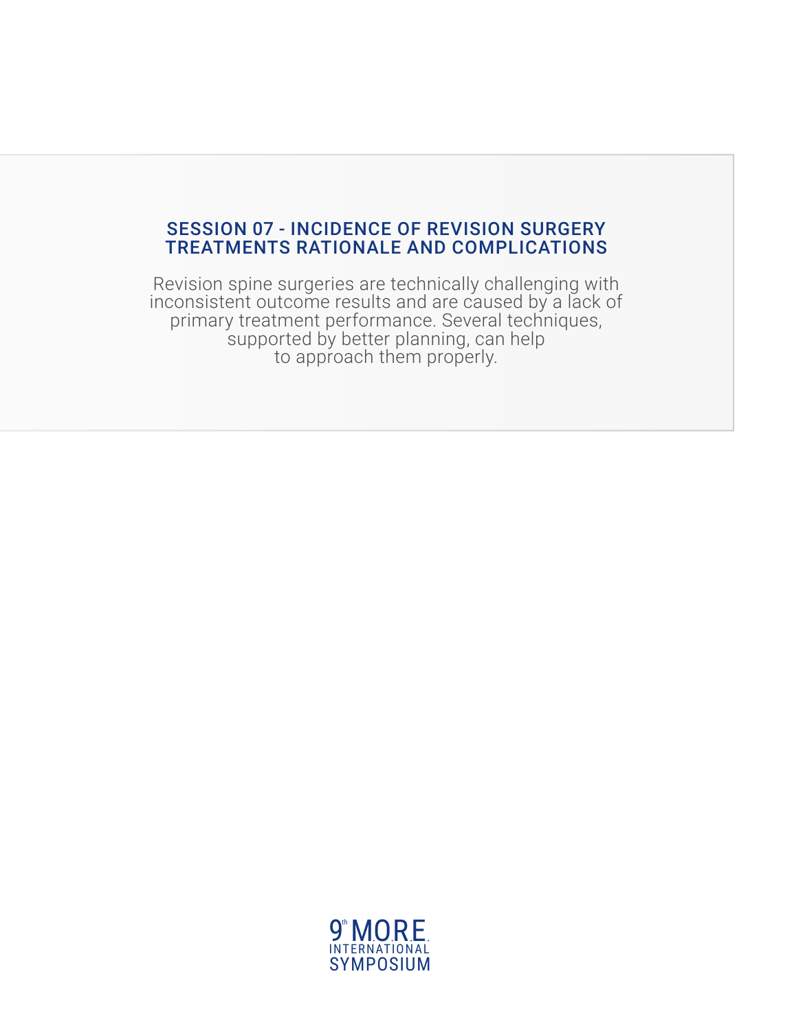## SESSION 07 - INCIDENCE OF REVISION SURGERY TREATMENTS RATIONALE AND COMPLICATIONS

Revision spine surgeries are technically challenging with inconsistent outcome results and are caused by a lack of primary treatment performance. Several techniques, supported by better planning, can help to approach them properly.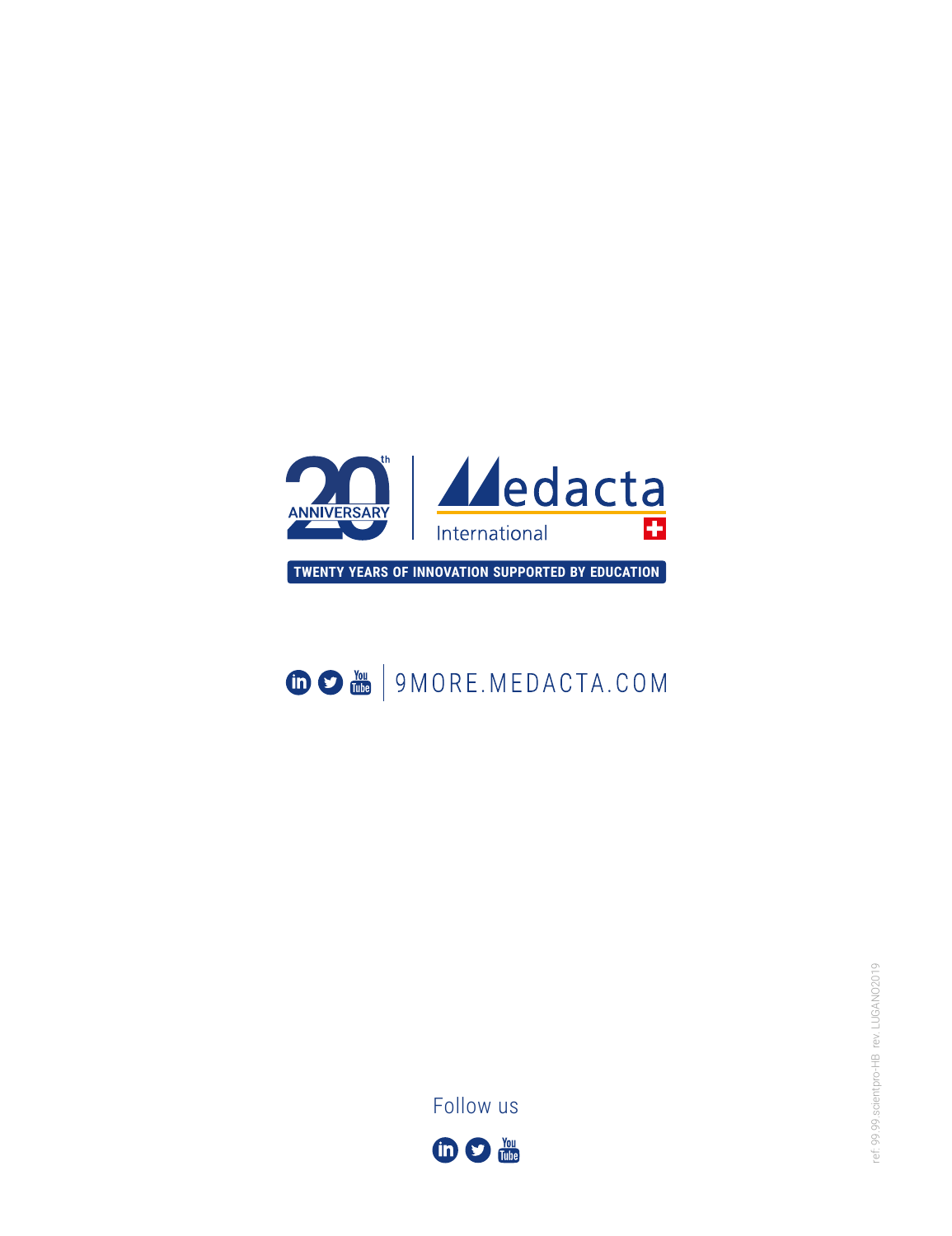20th ANNIVERSARY | Medacta International

TWENTY YEARS OF INNOVATION SUPPORTED BY EDUCATION

9MORE.MEDACTA.COM

Follow us

ref: 99.99.scientpro-HB rev. LUGANO2019